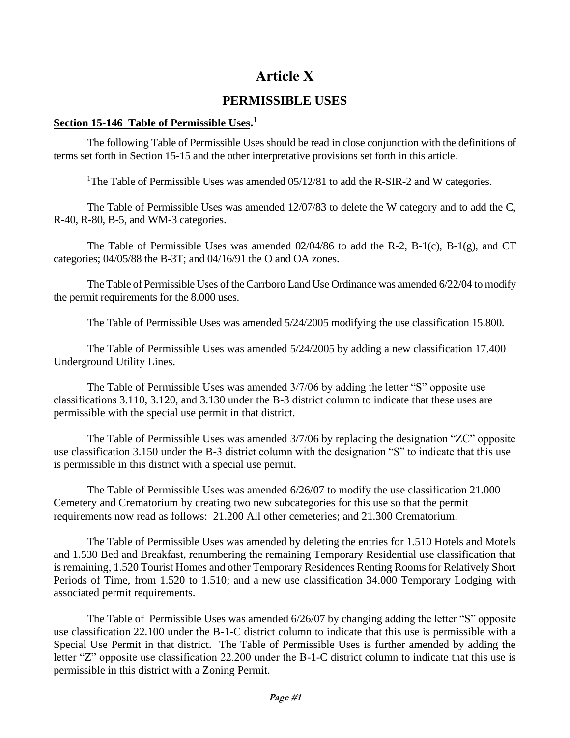# Article X

## PERMISSIBLE USES

**Section 15-146 Table of Permissible Uses.**[1]

The following Table of Permissible Uses should be read in close conjunction with the definitions of terms set forth in Section 15-15 and the other interpretative provisions set forth in this article.

[1]The Table of Permissible Uses was amended 05/12/81 to add the R-SIR-2 and W categories.

The Table of Permissible Uses was amended 12/07/83 to delete the W category and to add the C, R-40, R-80, B-5, and WM-3 categories.

The Table of Permissible Uses was amended 02/04/86 to add the R-2, B-1(c), B-1(g), and CT categories; 04/05/88 the B-3T; and 04/16/91 the O and OA zones.

The Table of Permissible Uses of the Carrboro Land Use Ordinance was amended 6/22/04 to modify the permit requirements for the 8.000 uses.

The Table of Permissible Uses was amended 5/24/2005 modifying the use classification 15.800.

The Table of Permissible Uses was amended 5/24/2005 by adding a new classification 17.400 Underground Utility Lines.

The Table of Permissible Uses was amended 3/7/06 by adding the letter "S" opposite use classifications 3.110, 3.120, and 3.130 under the B-3 district column to indicate that these uses are permissible with the special use permit in that district.

The Table of Permissible Uses was amended 3/7/06 by replacing the designation "ZC" opposite use classification 3.150 under the B-3 district column with the designation "S" to indicate that this use is permissible in this district with a special use permit.

The Table of Permissible Uses was amended 6/26/07 to modify the use classification 21.000 Cemetery and Crematorium by creating two new subcategories for this use so that the permit requirements now read as follows: 21.200 All other cemeteries; and 21.300 Crematorium.

The Table of Permissible Uses was amended by deleting the entries for 1.510 Hotels and Motels and 1.530 Bed and Breakfast, renumbering the remaining Temporary Residential use classification that is remaining, 1.520 Tourist Homes and other Temporary Residences Renting Rooms for Relatively Short Periods of Time, from 1.520 to 1.510; and a new use classification 34.000 Temporary Lodging with associated permit requirements.

The Table of Permissible Uses was amended 6/26/07 by changing adding the letter "S" opposite use classification 22.100 under the B-1-C district column to indicate that this use is permissible with a Special Use Permit in that district. The Table of Permissible Uses is further amended by adding the letter "Z" opposite use classification 22.200 under the B-1-C district column to indicate that this use is permissible in this district with a Zoning Permit.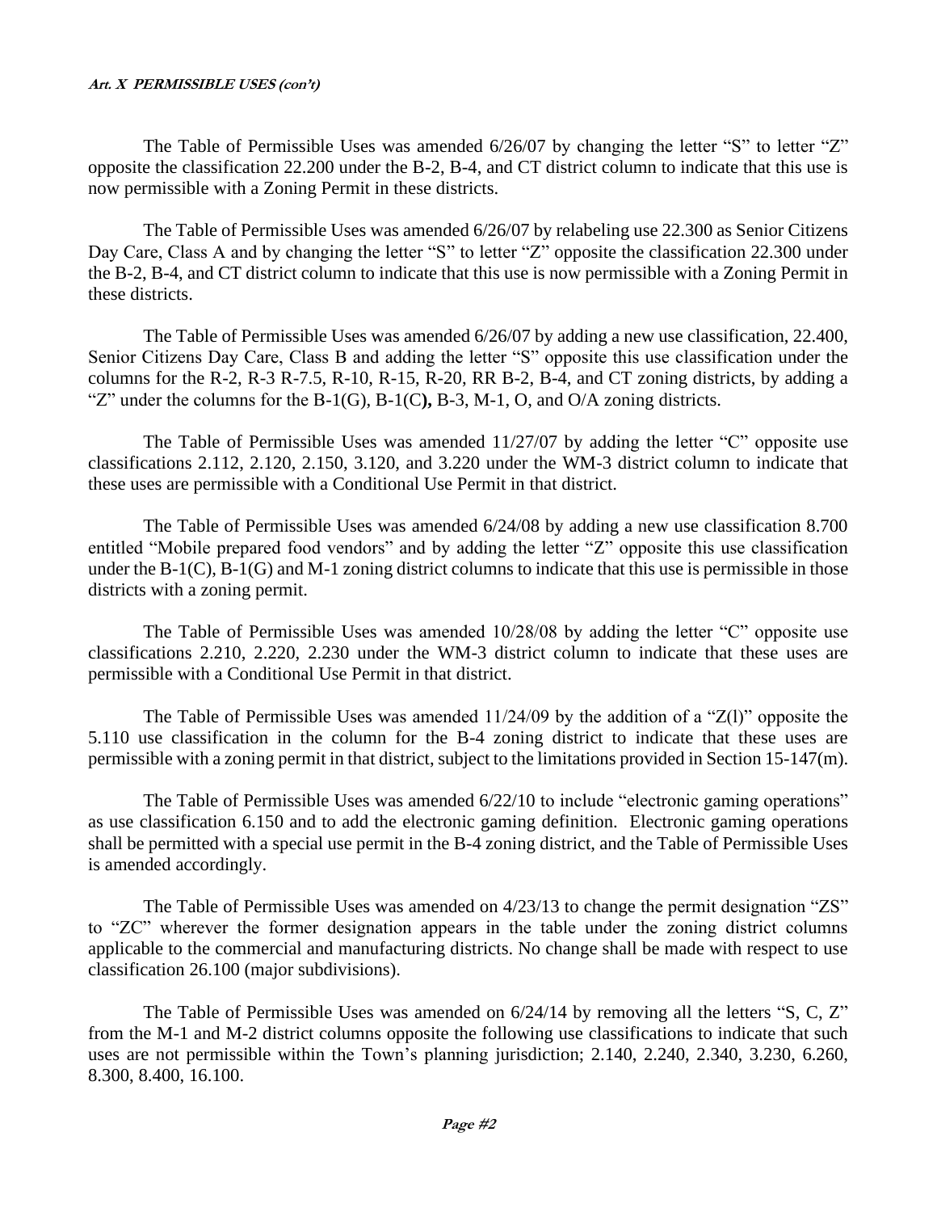The Table of Permissible Uses was amended 6/26/07 by changing the letter "S" to letter "Z" opposite the classification 22.200 under the B-2, B-4, and CT district column to indicate that this use is now permissible with a Zoning Permit in these districts.

The Table of Permissible Uses was amended 6/26/07 by relabeling use 22.300 as Senior Citizens Day Care, Class A and by changing the letter "S" to letter "Z" opposite the classification 22.300 under the B-2, B-4, and CT district column to indicate that this use is now permissible with a Zoning Permit in these districts.

The Table of Permissible Uses was amended 6/26/07 by adding a new use classification, 22.400, Senior Citizens Day Care, Class B and adding the letter "S" opposite this use classification under the columns for the R-2, R-3 R-7.5, R-10, R-15, R-20, RR B-2, B-4, and CT zoning districts, by adding a "Z" under the columns for the B-1(G), B-1(C**),** B-3, M-1, O, and O/A zoning districts.

The Table of Permissible Uses was amended 11/27/07 by adding the letter "C" opposite use classifications 2.112, 2.120, 2.150, 3.120, and 3.220 under the WM-3 district column to indicate that these uses are permissible with a Conditional Use Permit in that district.

The Table of Permissible Uses was amended 6/24/08 by adding a new use classification 8.700 entitled "Mobile prepared food vendors" and by adding the letter "Z" opposite this use classification under the B-1(C), B-1(G) and M-1 zoning district columns to indicate that this use is permissible in those districts with a zoning permit.

The Table of Permissible Uses was amended 10/28/08 by adding the letter "C" opposite use classifications 2.210, 2.220, 2.230 under the WM-3 district column to indicate that these uses are permissible with a Conditional Use Permit in that district.

The Table of Permissible Uses was amended 11/24/09 by the addition of a "Z(l)" opposite the 5.110 use classification in the column for the B-4 zoning district to indicate that these uses are permissible with a zoning permit in that district, subject to the limitations provided in Section 15-147(m).

The Table of Permissible Uses was amended 6/22/10 to include "electronic gaming operations" as use classification 6.150 and to add the electronic gaming definition. Electronic gaming operations shall be permitted with a special use permit in the B-4 zoning district, and the Table of Permissible Uses is amended accordingly.

The Table of Permissible Uses was amended on 4/23/13 to change the permit designation "ZS" to "ZC" wherever the former designation appears in the table under the zoning district columns applicable to the commercial and manufacturing districts. No change shall be made with respect to use classification 26.100 (major subdivisions).

The Table of Permissible Uses was amended on 6/24/14 by removing all the letters "S, C, Z" from the M-1 and M-2 district columns opposite the following use classifications to indicate that such uses are not permissible within the Town's planning jurisdiction; 2.140, 2.240, 2.340, 3.230, 6.260, 8.300, 8.400, 16.100.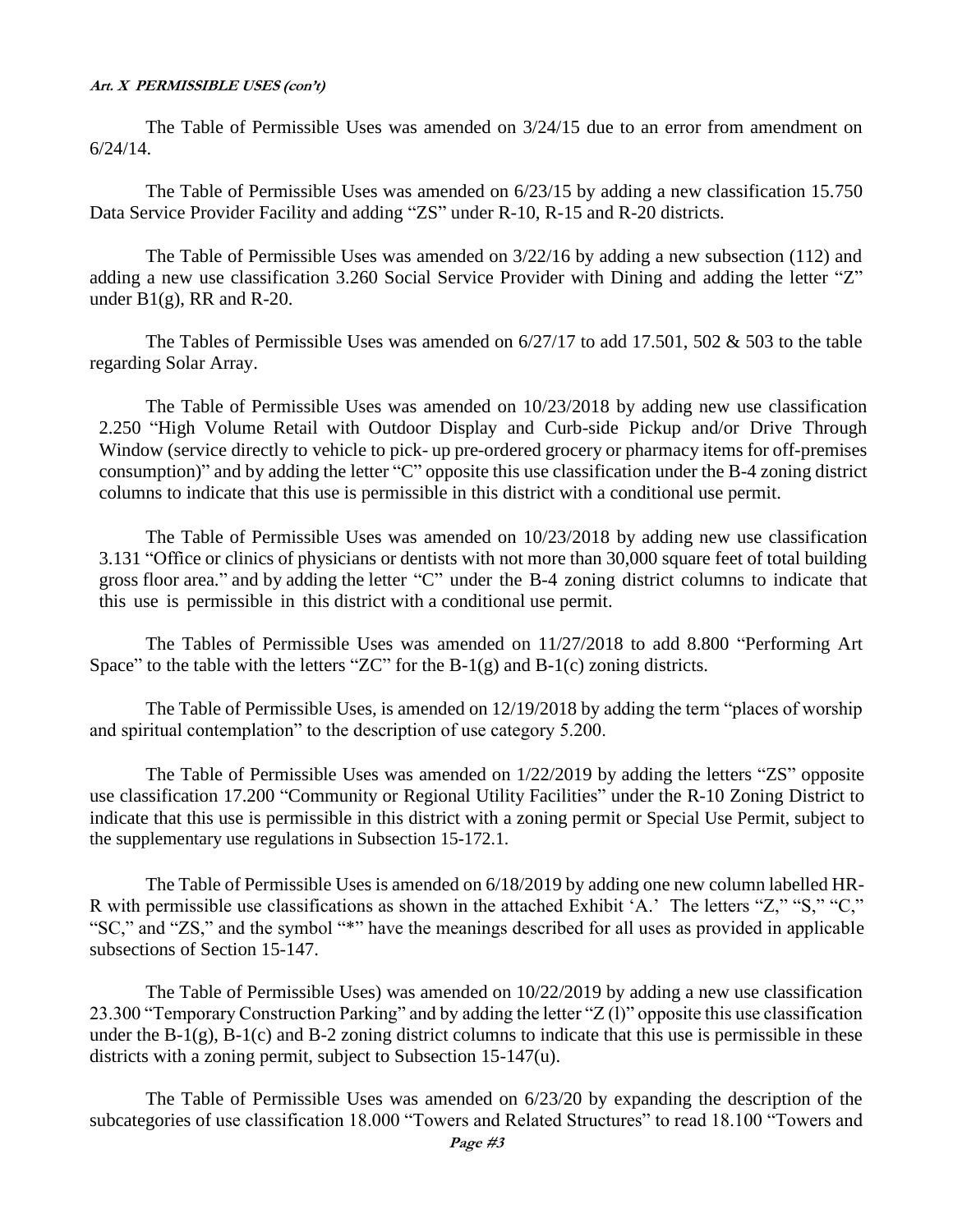The Table of Permissible Uses was amended on 3/24/15 due to an error from amendment on 6/24/14.

The Table of Permissible Uses was amended on 6/23/15 by adding a new classification 15.750 Data Service Provider Facility and adding "ZS" under R-10, R-15 and R-20 districts.

The Table of Permissible Uses was amended on 3/22/16 by adding a new subsection (112) and adding a new use classification 3.260 Social Service Provider with Dining and adding the letter "Z" under B1(g), RR and R-20.

The Tables of Permissible Uses was amended on 6/27/17 to add 17.501, 502 & 503 to the table regarding Solar Array.

The Table of Permissible Uses was amended on 10/23/2018 by adding new use classification 2.250 "High Volume Retail with Outdoor Display and Curb-side Pickup and/or Drive Through Window (service directly to vehicle to pick- up pre-ordered grocery or pharmacy items for off-premises consumption)" and by adding the letter "C" opposite this use classification under the B-4 zoning district columns to indicate that this use is permissible in this district with a conditional use permit.

The Table of Permissible Uses was amended on 10/23/2018 by adding new use classification 3.131 "Office or clinics of physicians or dentists with not more than 30,000 square feet of total building gross floor area." and by adding the letter "C" under the B-4 zoning district columns to indicate that this use is permissible in this district with a conditional use permit.

The Tables of Permissible Uses was amended on 11/27/2018 to add 8.800 "Performing Art Space" to the table with the letters "ZC" for the B-1(g) and B-1(c) zoning districts.

The Table of Permissible Uses, is amended on 12/19/2018 by adding the term "places of worship and spiritual contemplation" to the description of use category 5.200.

The Table of Permissible Uses was amended on 1/22/2019 by adding the letters "ZS" opposite use classification 17.200 "Community or Regional Utility Facilities" under the R-10 Zoning District to indicate that this use is permissible in this district with a zoning permit or Special Use Permit, subject to the supplementary use regulations in Subsection 15-172.1.

The Table of Permissible Uses is amended on 6/18/2019 by adding one new column labelled HR-R with permissible use classifications as shown in the attached Exhibit 'A.' The letters "Z," "S," "C," "SC," and "ZS," and the symbol "*" have the meanings described for all uses as provided in applicable subsections of Section 15-147.

The Table of Permissible Uses) was amended on 10/22/2019 by adding a new use classification 23.300 "Temporary Construction Parking" and by adding the letter "Z (l)" opposite this use classification under the B-1(g), B-1(c) and B-2 zoning district columns to indicate that this use is permissible in these districts with a zoning permit, subject to Subsection 15-147(u).

The Table of Permissible Uses was amended on 6/23/20 by expanding the description of the subcategories of use classification 18.000 "Towers and Related Structures" to read 18.100 "Towers and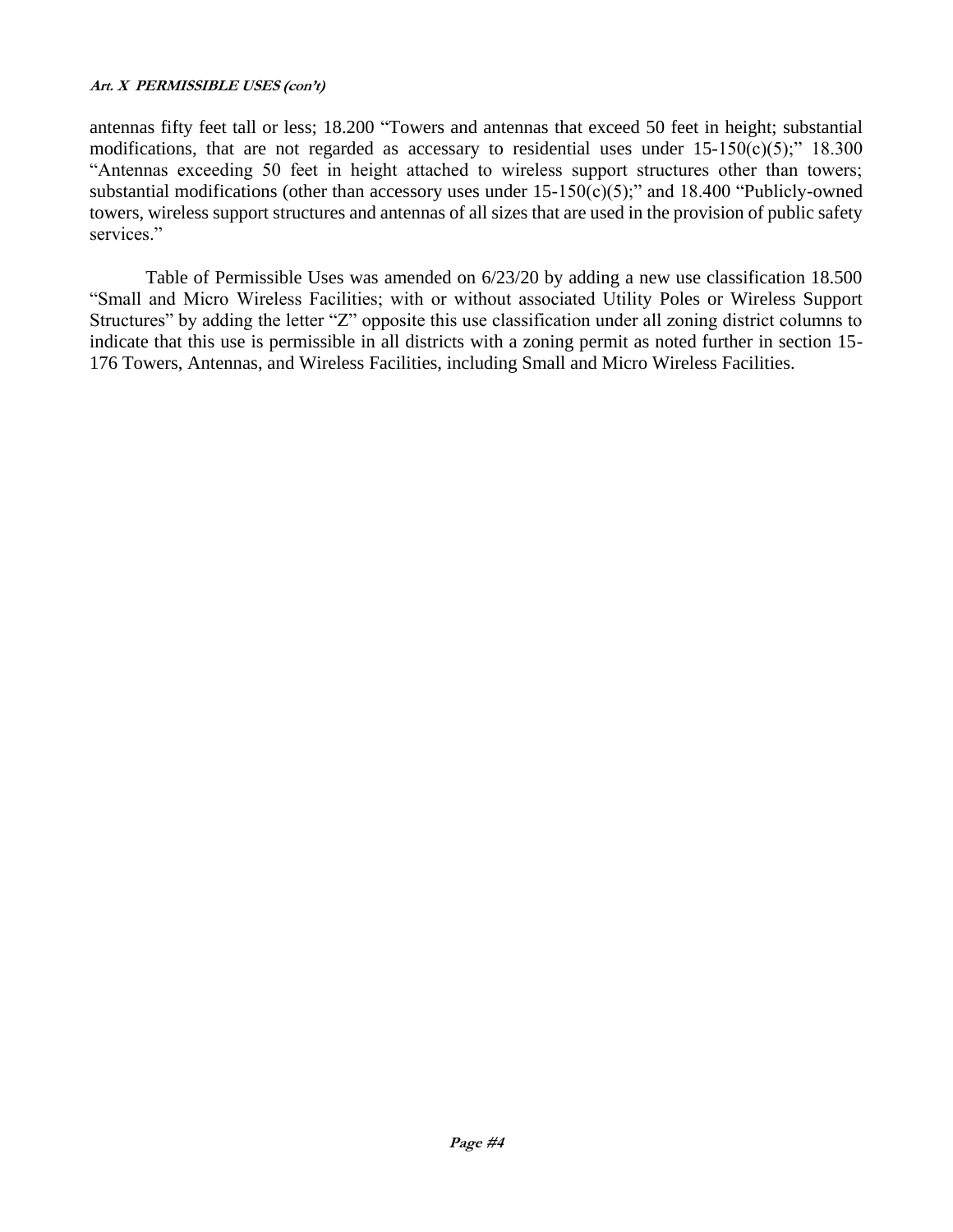antennas fifty feet tall or less; 18.200 "Towers and antennas that exceed 50 feet in height; substantial modifications, that are not regarded as accessary to residential uses under 15-150(c)(5);" 18.300 "Antennas exceeding 50 feet in height attached to wireless support structures other than towers; substantial modifications (other than accessory uses under 15-150(c)(5);" and 18.400 "Publicly-owned towers, wireless support structures and antennas of all sizes that are used in the provision of public safety services."

Table of Permissible Uses was amended on 6/23/20 by adding a new use classification 18.500 "Small and Micro Wireless Facilities; with or without associated Utility Poles or Wireless Support Structures" by adding the letter "Z" opposite this use classification under all zoning district columns to indicate that this use is permissible in all districts with a zoning permit as noted further in section 15-176 Towers, Antennas, and Wireless Facilities, including Small and Micro Wireless Facilities.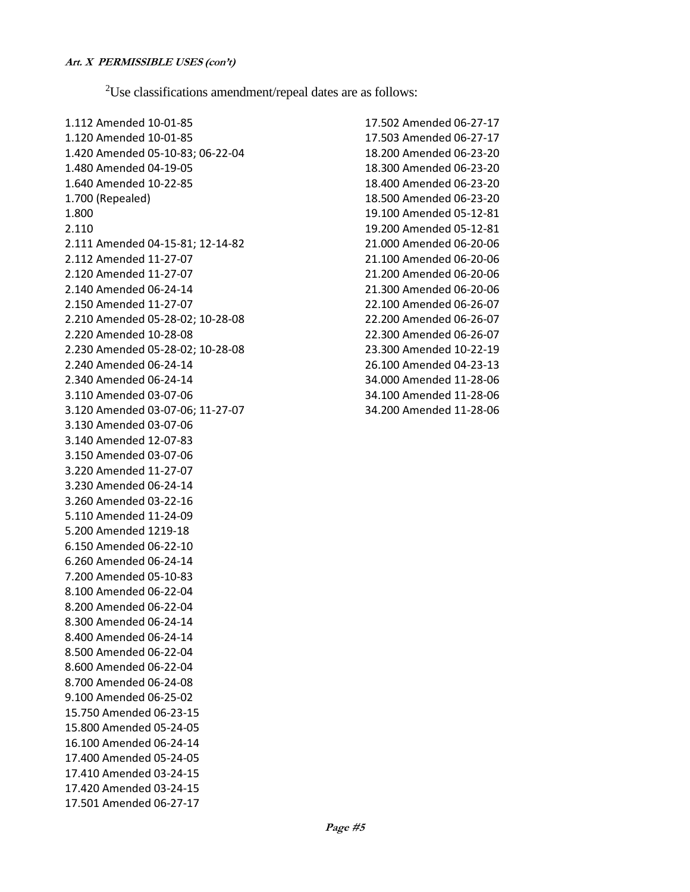***Art. X PERMISSIBLE USES (con't)***

[2]Use classifications amendment/repeal dates are as follows:

1.112 Amended 10-01-85
1.120 Amended 10-01-85
1.420 Amended 05-10-83; 06-22-04
1.480 Amended 04-19-05
1.640 Amended 10-22-85
1.700 (Repealed)
1.800
2.110
2.111 Amended 04-15-81; 12-14-82
2.112 Amended 11-27-07
2.120 Amended 11-27-07
2.140 Amended 06-24-14
2.150 Amended 11-27-07
2.210 Amended 05-28-02; 10-28-08
2.220 Amended 10-28-08
2.230 Amended 05-28-02; 10-28-08
2.240 Amended 06-24-14
2.340 Amended 06-24-14
3.110 Amended 03-07-06
3.120 Amended 03-07-06; 11-27-07
3.130 Amended 03-07-06
3.140 Amended 12-07-83
3.150 Amended 03-07-06
3.220 Amended 11-27-07
3.230 Amended 06-24-14
3.260 Amended 03-22-16
5.110 Amended 11-24-09
5.200 Amended 1219-18
6.150 Amended 06-22-10
6.260 Amended 06-24-14
7.200 Amended 05-10-83
8.100 Amended 06-22-04
8.200 Amended 06-22-04
8.300 Amended 06-24-14
8.400 Amended 06-24-14
8.500 Amended 06-22-04
8.600 Amended 06-22-04
8.700 Amended 06-24-08
9.100 Amended 06-25-02
15.750 Amended 06-23-15
15.800 Amended 05-24-05
16.100 Amended 06-24-14
17.400 Amended 05-24-05
17.410 Amended 03-24-15
17.420 Amended 03-24-15
17.501 Amended 06-27-17
17.502 Amended 06-27-17
17.503 Amended 06-27-17
18.200 Amended 06-23-20
18.300 Amended 06-23-20
18.400 Amended 06-23-20
18.500 Amended 06-23-20
19.100 Amended 05-12-81
19.200 Amended 05-12-81
21.000 Amended 06-20-06
21.100 Amended 06-20-06
21.200 Amended 06-20-06
21.300 Amended 06-20-06
22.100 Amended 06-26-07
22.200 Amended 06-26-07
22.300 Amended 06-26-07
23.300 Amended 10-22-19
26.100 Amended 04-23-13
34.000 Amended 11-28-06
34.100 Amended 11-28-06
34.200 Amended 11-28-06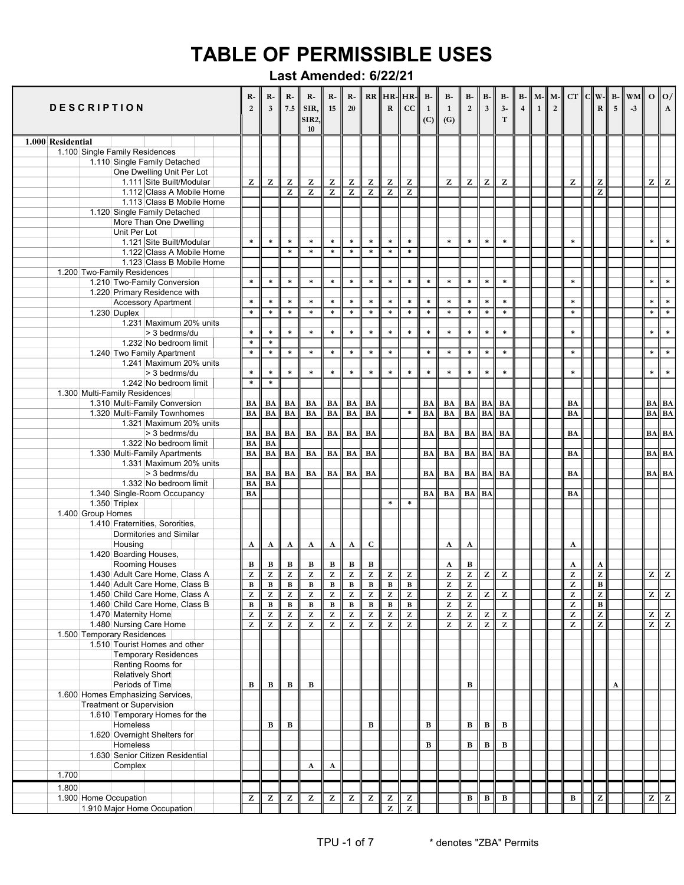# TABLE OF PERMISSIBLE USES

**Last Amended: 6/22/21**

| DESCRIPTION | R-2 | R-3 | R-7.5 | R-SIR, SIR2, 10 | R-15 | R-20 | RR | HR-R | HR-CC | B-1 (C) | B-1 (G) | B-2 | B-3 | B-3-T | B-4 | M-1 | M-2 | CT | C | W-R | B-5 | WM-3 | O | O/A |
|---|---|---|---|---|---|---|---|---|---|---|---|---|---|---|---|---|---|---|---|---|---|---|---|---|
| **1.000 Residential** | | | | | | | | | | | | | | | | | | | | | | | | |
| 1.100 Single Family Residences | | | | | | | | | | | | | | | | | | | | | | | | |
| 1.110 Single Family Detached One Dwelling Unit Per Lot | | | | | | | | | | | | | | | | | | | | | | | | |
| 1.111 Site Built/Modular | Z | Z | Z | Z | Z | Z | Z | Z | Z | | Z | Z | Z | Z | | | | Z | | Z | | | Z | Z |
| 1.112 Class A Mobile Home | | | Z | Z | Z | Z | Z | Z | Z | | | | | | | | | | | Z | | | | |
| 1.113 Class B Mobile Home | | | | | | | | | | | | | | | | | | | | | | | | |
| 1.120 Single Family Detached More Than One Dwelling Unit Per Lot | | | | | | | | | | | | | | | | | | | | | | | | |
| 1.121 Site Built/Modular | * | * | * | * | * | * | * | * | * | | * | * | * | * | | | | * | | | | | * | * |
| 1.122 Class A Mobile Home | | | * | * | * | * | * | * | * | | | | | | | | | | | | | | | |
| 1.123 Class B Mobile Home | | | | | | | | | | | | | | | | | | | | | | | | |
| 1.200 Two-Family Residences | | | | | | | | | | | | | | | | | | | | | | | | |
| 1.210 Two-Family Conversion | * | * | * | * | * | * | * | * | * | * | * | * | * | * | | | | * | | | | | * | * |
| 1.220 Primary Residence with Accessory Apartment | * | * | * | * | * | * | * | * | * | * | * | * | * | * | | | | * | | | | | * | * |
| 1.230 Duplex | * | * | * | * | * | * | * | * | * | * | * | * | * | * | | | | * | | | | | * | * |
| 1.231 Maximum 20% units > 3 bedrms/du | * | * | * | * | * | * | * | * | * | * | * | * | * | * | | | | * | | | | | * | * |
| 1.232 No bedroom limit | * | * | | | | | | | | | | | | | | | | | | | | | | |
| 1.240 Two Family Apartment | * | * | * | * | * | * | * | * | | * | * | * | * | * | | | | * | | | | | * | * |
| 1.241 Maximum 20% units > 3 bedrms/du | * | * | * | * | * | * | * | * | * | * | * | * | * | * | | | | * | | | | | * | * |
| 1.242 No bedroom limit | * | * | | | | | | | | | | | | | | | | | | | | | | |
| 1.300 Multi-Family Residences | | | | | | | | | | | | | | | | | | | | | | | | |
| 1.310 Multi-Family Conversion | BA | BA | BA | BA | BA | BA | BA | | | BA | BA | BA | BA | BA | | | | BA | | | | | BA | BA |
| 1.320 Multi-Family Townhomes | BA | BA | BA | BA | BA | BA | BA | | * | BA | BA | BA | BA | BA | | | | BA | | | | | BA | BA |
| 1.321 Maximum 20% units > 3 bedrms/du | BA | BA | BA | BA | BA | BA | BA | | | BA | BA | BA | BA | BA | | | | BA | | | | | BA | BA |
| 1.322 No bedroom limit | BA | BA | | | | | | | | | | | | | | | | | | | | | | |
| 1.330 Multi-Family Apartments | BA | BA | BA | BA | BA | BA | BA | | | BA | BA | BA | BA | BA | | | | BA | | | | | BA | BA |
| 1.331 Maximum 20% units > 3 bedrms/du | BA | BA | BA | BA | BA | BA | BA | | | BA | BA | BA | BA | BA | | | | BA | | | | | BA | BA |
| 1.332 No bedroom limit | BA | BA | | | | | | | | | | | | | | | | | | | | | | |
| 1.340 Single-Room Occupancy | BA | | | | | | | | | BA | BA | BA | BA | | | | | BA | | | | | | |
| 1.350 Triplex | | | | | | | | * | * | | | | | | | | | | | | | | | |
| 1.400 Group Homes | | | | | | | | | | | | | | | | | | | | | | | | |
| 1.410 Fraternities, Sororities, Dormitories and Similar Housing | A | A | A | A | A | A | C | | | | A | A | | | | | | A | | | | | | |
| 1.420 Boarding Houses, Rooming Houses | B | B | B | B | B | B | B | | | | A | B | | | | | | A | | A | | | | |
| 1.430 Adult Care Home, Class A | Z | Z | Z | Z | Z | Z | Z | Z | Z | | Z | Z | Z | Z | | | | Z | | Z | | | Z | Z |
| 1.440 Adult Care Home, Class B | B | B | B | B | B | B | B | B | B | | Z | Z | | | | | | Z | | B | | | | |
| 1.450 Child Care Home, Class A | Z | Z | Z | Z | Z | Z | Z | Z | Z | | Z | Z | Z | Z | | | | Z | | Z | | | Z | Z |
| 1.460 Child Care Home, Class B | B | B | B | B | B | B | B | B | B | | Z | Z | | | | | | Z | | B | | | | |
| 1.470 Maternity Home | Z | Z | Z | Z | Z | Z | Z | Z | Z | | Z | Z | Z | Z | | | | Z | | Z | | | Z | Z |
| 1.480 Nursing Care Home | Z | Z | Z | Z | Z | Z | Z | Z | Z | | Z | Z | Z | Z | | | | Z | | Z | | | Z | Z |
| 1.500 Temporary Residences | | | | | | | | | | | | | | | | | | | | | | | | |
| 1.510 Tourist Homes and other Temporary Residences Renting Rooms for Relatively Short Periods of Time | B | B | B | B | | | | | | | | B | | | | | | | | | A | | | |
| 1.600 Homes Emphasizing Services, Treatment or Supervision | | | | | | | | | | | | | | | | | | | | | | | | |
| 1.610 Temporary Homes for the Homeless | | B | B | | | | B | | | B | | B | B | B | | | | | | | | | | |
| 1.620 Overnight Shelters for Homeless | | | | | | | | | | B | | B | B | B | | | | | | | | | | |
| 1.630 Senior Citizen Residential Complex | | | | A | A | | | | | | | | | | | | | | | | | | | |
| 1.700 | | | | | | | | | | | | | | | | | | | | | | | | |
| 1.800 | | | | | | | | | | | | | | | | | | | | | | | | |
| 1.900 Home Occupation | Z | Z | Z | Z | Z | Z | Z | Z | Z | | | B | B | B | | | | B | | Z | | | Z | Z |
| 1.910 Major Home Occupation | | | | | | | | Z | Z | | | | | | | | | | | | | | | |

\* denotes "ZBA" Permits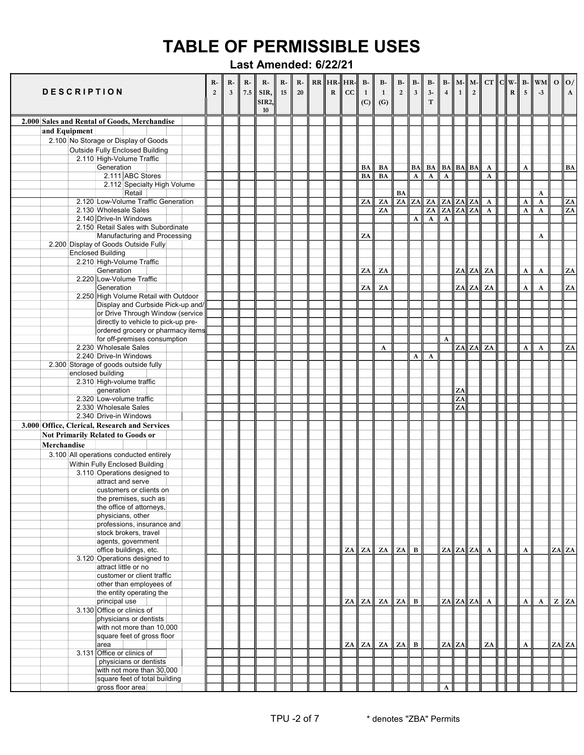# TABLE OF PERMISSIBLE USES

**Last Amended: 6/22/21**

| DESCRIPTION | R-2 | R-3 | R-7.5 | R-SIR, SIR2, 10 | R-15 | R-20 | RR | HR-R | HR-CC | B-1 (C) | B-1 (G) | B-2 | B-3 | B-3-T | B-4 | M-1 | M-2 | CT | C | W-R | B-5 | WM-3 | O | O/A |
|---|---|---|---|---|---|---|---|---|---|---|---|---|---|---|---|---|---|---|---|---|---|---|---|---|
| **2.000 Sales and Rental of Goods, Merchandise and Equipment** | | | | | | | | | | | | | | | | | | | | | | | | |
| 2.100 No Storage or Display of Goods Outside Fully Enclosed Building | | | | | | | | | | | | | | | | | | | | | | | | |
| 2.110 High-Volume Traffic Generation | | | | | | | | | | BA | BA | | BA | BA | BA | BA | BA | A | | | A | | | BA |
| 2.111 ABC Stores | | | | | | | | | | BA | BA | | A | A | A | | | A | | | | | | |
| 2.112 Specialty High Volume Retail | | | | | | | | | | | | BA | | | | | | | | | | A | | |
| 2.120 Low-Volume Traffic Generation | | | | | | | | | | ZA | ZA | ZA | ZA | ZA | ZA | ZA | ZA | A | | | A | A | | ZA |
| 2.130 Wholesale Sales | | | | | | | | | | | ZA | | | ZA | ZA | ZA | ZA | A | | | A | A | | ZA |
| 2.140 Drive-In Windows | | | | | | | | | | | | | A | A | A | | | | | | | | | |
| 2.150 Retail Sales with Subordinate Manufacturing and Processing | | | | | | | | | | ZA | | | | | | | | | | | | A | | |
| 2.200 Display of Goods Outside Fully Enclosed Building | | | | | | | | | | | | | | | | | | | | | | | | |
| 2.210 High-Volume Traffic Generation | | | | | | | | | | ZA | ZA | | | | | ZA | ZA | ZA | | | A | A | | ZA |
| 2.220 Low-Volume Traffic Generation | | | | | | | | | | ZA | ZA | | | | | ZA | ZA | ZA | | | A | A | | ZA |
| 2.250 High Volume Retail with Outdoor Display and Curbside Pick-up and/or Drive Through Window (service directly to vehicle to pick-up pre-ordered grocery or pharmacy items for off-premises consumption | | | | | | | | | | | | | | | A | | | | | | | | | |
| 2.230 Wholesale Sales | | | | | | | | | | | A | | | | | ZA | ZA | ZA | | | A | A | | ZA |
| 2.240 Drive-In Windows | | | | | | | | | | | | | A | A | | | | | | | | | | |
| 2.300 Storage of goods outside fully enclosed building | | | | | | | | | | | | | | | | | | | | | | | | |
| 2.310 High-volume traffic generation | | | | | | | | | | | | | | | | ZA | | | | | | | | |
| 2.320 Low-volume traffic | | | | | | | | | | | | | | | | ZA | | | | | | | | |
| 2.330 Wholesale Sales | | | | | | | | | | | | | | | | ZA | | | | | | | | |
| 2.340 Drive-in Windows | | | | | | | | | | | | | | | | | | | | | | | | |
| **3.000 Office, Clerical, Research and Services Not Primarily Related to Goods or Merchandise** | | | | | | | | | | | | | | | | | | | | | | | | |
| 3.100 All operations conducted entirely Within Fully Enclosed Building | | | | | | | | | | | | | | | | | | | | | | | | |
| 3.110 Operations designed to attract and serve customers or clients on the premises, such as the office of attorneys, physicians, other professions, insurance and stock brokers, travel agents, government office buildings, etc. | | | | | | | | | ZA | ZA | ZA | ZA | B | | ZA | ZA | ZA | A | | | A | | ZA | ZA |
| 3.120 Operations designed to attract little or no customer or client traffic other than employees of the entity operating the principal use | | | | | | | | | ZA | ZA | ZA | ZA | B | | ZA | ZA | ZA | A | | | A | A | Z | ZA |
| 3.130 Office or clinics of physicians or dentists with not more than 10,000 square feet of gross floor area | | | | | | | | | ZA | ZA | ZA | ZA | B | | ZA | ZA | | ZA | | | A | | ZA | ZA |
| 3.131 Office or clinics of physicians or dentists with not more than 30,000 square feet of total building gross floor area | | | | | | | | | | | | | | | A | | | | | | | | | |

\* denotes "ZBA" Permits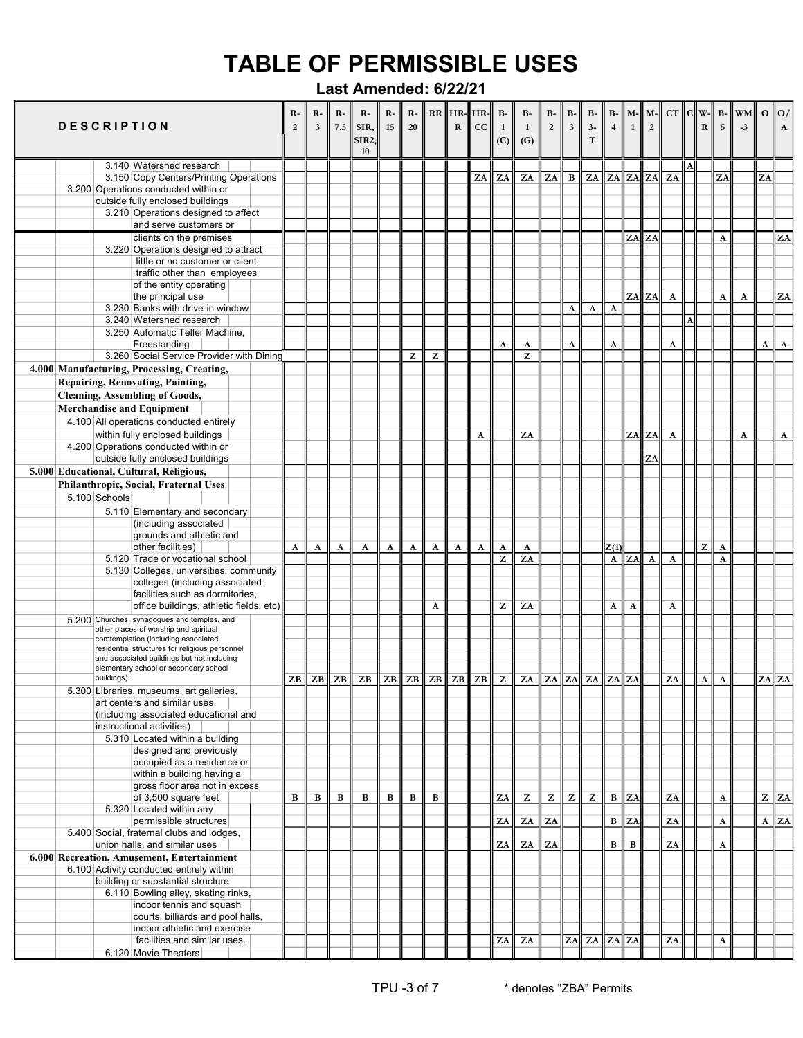# TABLE OF PERMISSIBLE USES

**Last Amended: 6/22/21**

| DESCRIPTION | R-2 | R-3 | R-7.5 | R-SIR, SIR2, 10 | R-15 | R-20 | RR | HR-R | HR-CC | B-1 (C) | B-1 (G) | B-2 | B-3 | B-3-T | B-4 | M-1 | M-2 | CT | C | W-R | B-5 | WM-3 | O | O/A |
|---|---|---|---|---|---|---|---|---|---|---|---|---|---|---|---|---|---|---|---|---|---|---|---|---|
| 3.140 Watershed research | | | | | | | | | | | | | | | | | | | A | | | | | |
| 3.150 Copy Centers/Printing Operations | | | | | | | | | ZA | ZA | ZA | ZA | B | ZA | ZA | ZA | ZA | ZA | | | ZA | | ZA | |
| 3.200 Operations conducted within or outside fully enclosed buildings | | | | | | | | | | | | | | | | | | | | | | | | |
| 3.210 Operations designed to affect and serve customers or clients on the premises | | | | | | | | | | | | | | | | ZA | ZA | | | | A | | | ZA |
| 3.220 Operations designed to attract little or no customer or client traffic other than employees of the entity operating the principal use | | | | | | | | | | | | | | | | ZA | ZA | A | | | A | A | | ZA |
| 3.230 Banks with drive-in window | | | | | | | | | | | | | A | A | A | | | | | | | | | |
| 3.240 Watershed research | | | | | | | | | | | | | | | | | | | A | | | | | |
| 3.250 Automatic Teller Machine, Freestanding | | | | | | | | | | A | A | | A | | A | | | A | | | | | A | A |
| 3.260 Social Service Provider with Dining | | | | | | Z | Z | | | | Z | | | | | | | | | | | | | |
| **4.000 Manufacturing, Processing, Creating, Repairing, Renovating, Painting, Cleaning, Assembling of Goods, Merchandise and Equipment** | | | | | | | | | | | | | | | | | | | | | | | | |
| 4.100 All operations conducted entirely within fully enclosed buildings | | | | | | | | | A | | ZA | | | | | ZA | ZA | A | | | | A | | A |
| 4.200 Operations conducted within or outside fully enclosed buildings | | | | | | | | | | | | | | | | | ZA | | | | | | | |
| **5.000 Educational, Cultural, Religious, Philanthropic, Social, Fraternal Uses** | | | | | | | | | | | | | | | | | | | | | | | | |
| 5.100 Schools | | | | | | | | | | | | | | | | | | | | | | | | |
| 5.110 Elementary and secondary (including associated grounds and athletic and other facilities) | A | A | A | A | A | A | A | A | A | A | A | | | | Z(1) | | | | | Z | A | | | |
| 5.120 Trade or vocational school | | | | | | | | | | Z | ZA | | | | A | ZA | A | A | | | A | | | |
| 5.130 Colleges, universities, community colleges (including associated facilities such as dormitories, office buildings, athletic fields, etc) | | | | | | | A | | | Z | ZA | | | | A | A | | A | | | | | | |
| 5.200 Churches, synagogues and temples, and other places of worship and spiritual comtemplation (including associated residential structures for religious personnel and associated buildings but not including elementary school or secondary school buildings). | ZB | ZB | ZB | ZB | ZB | ZB | ZB | ZB | ZB | Z | ZA | ZA | ZA | ZA | ZA | ZA | | ZA | | A | A | | ZA | ZA |
| 5.300 Libraries, museums, art galleries, art centers and similar uses (including associated educational and instructional activities) | | | | | | | | | | | | | | | | | | | | | | | | |
| 5.310 Located within a building designed and previously occupied as a residence or within a building having a gross floor area not in excess of 3,500 square feet | B | B | B | B | B | B | B | | | ZA | Z | Z | Z | Z | B | ZA | | ZA | | | A | | Z | ZA |
| 5.320 Located within any permissible structures | | | | | | | | | | ZA | ZA | ZA | | | B | ZA | | ZA | | | A | | A | ZA |
| 5.400 Social, fraternal clubs and lodges, union halls, and similar uses | | | | | | | | | | ZA | ZA | ZA | | | B | B | | ZA | | | A | | | |
| **6.000 Recreation, Amusement, Entertainment** | | | | | | | | | | | | | | | | | | | | | | | | |
| 6.100 Activity conducted entirely within building or substantial structure | | | | | | | | | | | | | | | | | | | | | | | | |
| 6.110 Bowling alley, skating rinks, indoor tennis and squash courts, billiards and pool halls, indoor athletic and exercise facilities and similar uses. | | | | | | | | | | ZA | ZA | | ZA | ZA | ZA | ZA | | ZA | | | A | | | |
| 6.120 Movie Theaters | | | | | | | | | | | | | | | | | | | | | | | | |

\* denotes "ZBA" Permits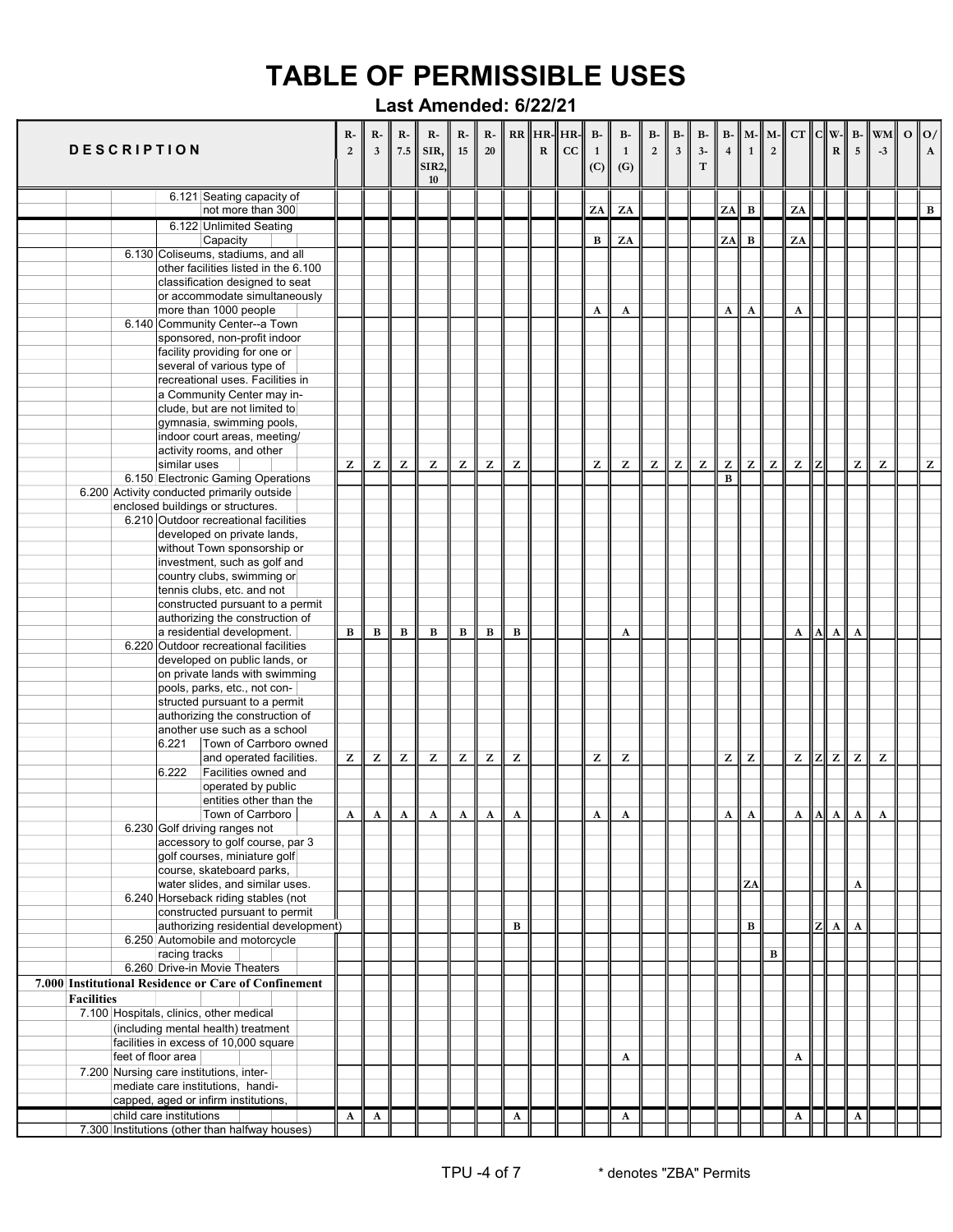# TABLE OF PERMISSIBLE USES

**Last Amended: 6/22/21**

| DESCRIPTION | R-2 | R-3 | R-7.5 | R-SIR, SIR2, 10 | R-15 | R-20 | RR | HR-R | HR-CC | B-1 (C) | B-1 (G) | B-2 | B-3 | B-3-T | B-4 | M-1 | M-2 | CT | C | W-R | B-5 | WM-3 | O | O/A |
|---|---|---|---|---|---|---|---|---|---|---|---|---|---|---|---|---|---|---|---|---|---|---|---|---|
| 6.121 Seating capacity of not more than 300 | | | | | | | | | | ZA | ZA | | | | ZA | B | | ZA | | | | | | B |
| 6.122 Unlimited Seating Capacity | | | | | | | | | | B | ZA | | | | ZA | B | | ZA | | | | | | |
| 6.130 Coliseums, stadiums, and all other facilities listed in the 6.100 classification designed to seat or accommodate simultaneously more than 1000 people | | | | | | | | | | A | A | | | | A | A | | A | | | | | | |
| 6.140 Community Center--a Town sponsored, non-profit indoor facility providing for one or several of various type of recreational uses. Facilities in a Community Center may include, but are not limited to gymnasia, swimming pools, indoor court areas, meeting/activity rooms, and other similar uses | Z | Z | Z | Z | Z | Z | Z | | | Z | Z | Z | Z | Z | Z | Z | Z | Z | Z | | Z | Z | | Z |
| 6.150 Electronic Gaming Operations | | | | | | | | | | | | | | | B | | | | | | | | | |
| 6.200 Activity conducted primarily outside enclosed buildings or structures. | | | | | | | | | | | | | | | | | | | | | | | | |
| 6.210 Outdoor recreational facilities developed on private lands, without Town sponsorship or investment, such as golf and country clubs, swimming or tennis clubs, etc. and not constructed pursuant to a permit authorizing the construction of a residential development. | B | B | B | B | B | B | B | | | | A | | | | | | | A | A | A | A | | | |
| 6.220 Outdoor recreational facilities developed on public lands, or on private lands with swimming pools, parks, etc., not constructed pursuant to a permit authorizing the construction of another use such as a school | | | | | | | | | | | | | | | | | | | | | | | | |
| 6.221 Town of Carrboro owned and operated facilities. | Z | Z | Z | Z | Z | Z | Z | | | Z | Z | | | | Z | Z | | Z | Z | Z | Z | Z | | |
| 6.222 Facilities owned and operated by public entities other than the Town of Carrboro | A | A | A | A | A | A | A | | | A | A | | | | A | A | | A | A | A | A | A | | |
| 6.230 Golf driving ranges not accessory to golf course, par 3 golf courses, miniature golf course, skateboard parks, water slides, and similar uses. | | | | | | | | | | | | | | | | ZA | | | | | A | | | |
| 6.240 Horseback riding stables (not constructed pursuant to permit authorizing residential development) | | | | | | | B | | | | | | | | | B | | | Z | A | A | | | |
| 6.250 Automobile and motorcycle racing tracks | | | | | | | | | | | | | | | | | B | | | | | | | |
| 6.260 Drive-in Movie Theaters | | | | | | | | | | | | | | | | | | | | | | | | |
| **7.000 Institutional Residence or Care of Confinement Facilities** | | | | | | | | | | | | | | | | | | | | | | | | |
| 7.100 Hospitals, clinics, other medical (including mental health) treatment facilities in excess of 10,000 square feet of floor area | | | | | | | | | | | A | | | | | | | A | | | | | | |
| 7.200 Nursing care institutions, intermediate care institutions, handicapped, aged or infirm institutions, child care institutions | A | A | | | | | A | | | | A | | | | | | | A | | | A | | | |
| 7.300 Institutions (other than halfway houses) | | | | | | | | | | | | | | | | | | | | | | | | |

\* denotes "ZBA" Permits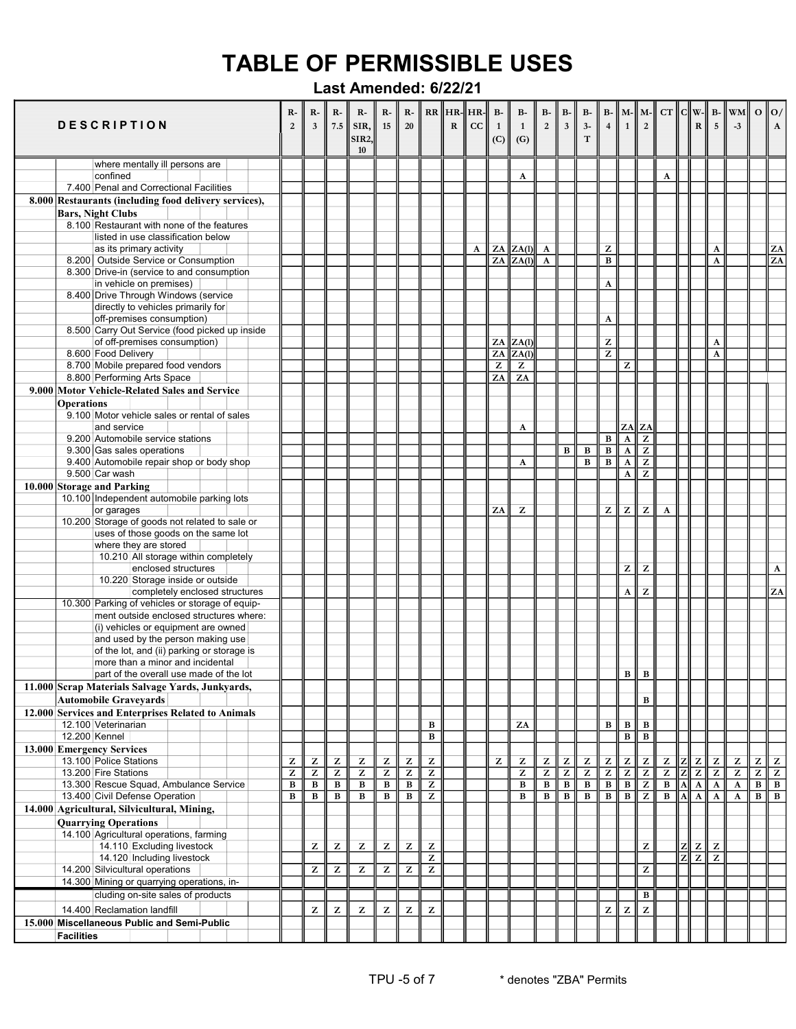# TABLE OF PERMISSIBLE USES

**Last Amended: 6/22/21**

| DESCRIPTION | R-2 | R-3 | R-7.5 | R-SIR, SIR2, 10 | R-15 | R-20 | RR | HR-R | HR-CC | B-1 (C) | B-1 (G) | B-2 | B-3 | B-3-T | B-4 | M-1 | M-2 | CT | C | W-R | B-5 | WM-3 | O | O/A |
|---|---|---|---|---|---|---|---|---|---|---|---|---|---|---|---|---|---|---|---|---|---|---|---|---|
| where mentally ill persons are confined | | | | | | | | | | | A | | | | | | | A | | | | | | |
| 7.400 Penal and Correctional Facilities | | | | | | | | | | | | | | | | | | | | | | | | |
| **8.000 Restaurants (including food delivery services), Bars, Night Clubs** | | | | | | | | | | | | | | | | | | | | | | | | |
| 8.100 Restaurant with none of the features listed in use classification below as its primary activity | | | | | | | | | A | ZA | ZA(I) | A | | | Z | | | | | | A | | | ZA |
| 8.200 Outside Service or Consumption | | | | | | | | | | ZA | ZA(I) | A | | | B | | | | | | A | | | ZA |
| 8.300 Drive-in (service to and consumption in vehicle on premises) | | | | | | | | | | | | | | | A | | | | | | | | | |
| 8.400 Drive Through Windows (service directly to vehicles primarily for off-premises consumption) | | | | | | | | | | | | | | | A | | | | | | | | | |
| 8.500 Carry Out Service (food picked up inside of off-premises consumption) | | | | | | | | | | ZA | ZA(I) | | | | Z | | | | | | A | | | |
| 8.600 Food Delivery | | | | | | | | | | ZA | ZA(I) | | | | Z | | | | | | A | | | |
| 8.700 Mobile prepared food vendors | | | | | | | | | | Z | Z | | | | | Z | | | | | | | | |
| 8.800 Performing Arts Space | | | | | | | | | | ZA | ZA | | | | | | | | | | | | | |
| **9.000 Motor Vehicle-Related Sales and Service Operations** | | | | | | | | | | | | | | | | | | | | | | | | |
| 9.100 Motor vehicle sales or rental of sales and service | | | | | | | | | | | A | | | | | ZA | ZA | | | | | | | |
| 9.200 Automobile service stations | | | | | | | | | | | | | | | B | A | Z | | | | | | | |
| 9.300 Gas sales operations | | | | | | | | | | | | | B | B | B | A | Z | | | | | | | |
| 9.400 Automobile repair shop or body shop | | | | | | | | | | | A | | | B | B | A | Z | | | | | | | |
| 9.500 Car wash | | | | | | | | | | | | | | | | A | Z | | | | | | | |
| **10.000 Storage and Parking** | | | | | | | | | | | | | | | | | | | | | | | | |
| 10.100 Independent automobile parking lots or garages | | | | | | | | | | ZA | Z | | | | Z | Z | Z | A | | | | | | |
| 10.200 Storage of goods not related to sale or uses of those goods on the same lot where they are stored | | | | | | | | | | | | | | | | | | | | | | | | |
| 10.210 All storage within completely enclosed structures | | | | | | | | | | | | | | | | Z | Z | | | | | | | A |
| 10.220 Storage inside or outside completely enclosed structures | | | | | | | | | | | | | | | | A | Z | | | | | | | ZA |
| 10.300 Parking of vehicles or storage of equipment outside enclosed structures where: (i) vehicles or equipment are owned and used by the person making use of the lot, and (ii) parking or storage is more than a minor and incidental part of the overall use made of the lot | | | | | | | | | | | | | | | | B | B | | | | | | | |
| **11.000 Scrap Materials Salvage Yards, Junkyards, Automobile Graveyards** | | | | | | | | | | | | | | | | | B | | | | | | | |
| **12.000 Services and Enterprises Related to Animals** | | | | | | | | | | | | | | | | | | | | | | | | |
| 12.100 Veterinarian | | | | | | | B | | | | ZA | | | | B | B | B | | | | | | | |
| 12.200 Kennel | | | | | | | B | | | | | | | | | B | B | | | | | | | |
| **13.000 Emergency Services** | | | | | | | | | | | | | | | | | | | | | | | | |
| 13.100 Police Stations | Z | Z | Z | Z | Z | Z | Z | | | Z | Z | Z | Z | Z | Z | Z | Z | Z | Z | Z | Z | Z | Z | Z |
| 13.200 Fire Stations | Z | Z | Z | Z | Z | Z | Z | | | | Z | Z | Z | Z | Z | Z | Z | Z | Z | Z | Z | Z | Z | Z |
| 13.300 Rescue Squad, Ambulance Service | B | B | B | B | B | B | Z | | | | B | B | B | B | B | B | Z | B | A | A | A | A | B | B |
| 13.400 Civil Defense Operation | B | B | B | B | B | B | Z | | | | B | B | B | B | B | B | Z | B | A | A | A | A | B | B |
| **14.000 Agricultural, Silvicultural, Mining, Quarrying Operations** | | | | | | | | | | | | | | | | | | | | | | | | |
| 14.100 Agricultural operations, farming | | | | | | | | | | | | | | | | | | | | | | | | |
| 14.110 Excluding livestock | | Z | Z | Z | Z | Z | Z | | | | | | | | | | Z | | Z | Z | Z | | | |
| 14.120 Including livestock | | | | | | | Z | | | | | | | | | | | | Z | Z | Z | | | |
| 14.200 Silvicultural operations | | Z | Z | Z | Z | Z | Z | | | | | | | | | | Z | | | | | | | |
| 14.300 Mining or quarrying operations, including on-site sales of products | | | | | | | | | | | | | | | | | B | | | | | | | |
| 14.400 Reclamation landfill | | Z | Z | Z | Z | Z | Z | | | | | | | | Z | Z | Z | | | | | | | |
| **15.000 Miscellaneous Public and Semi-Public Facilities** | | | | | | | | | | | | | | | | | | | | | | | | |

\* denotes "ZBA" Permits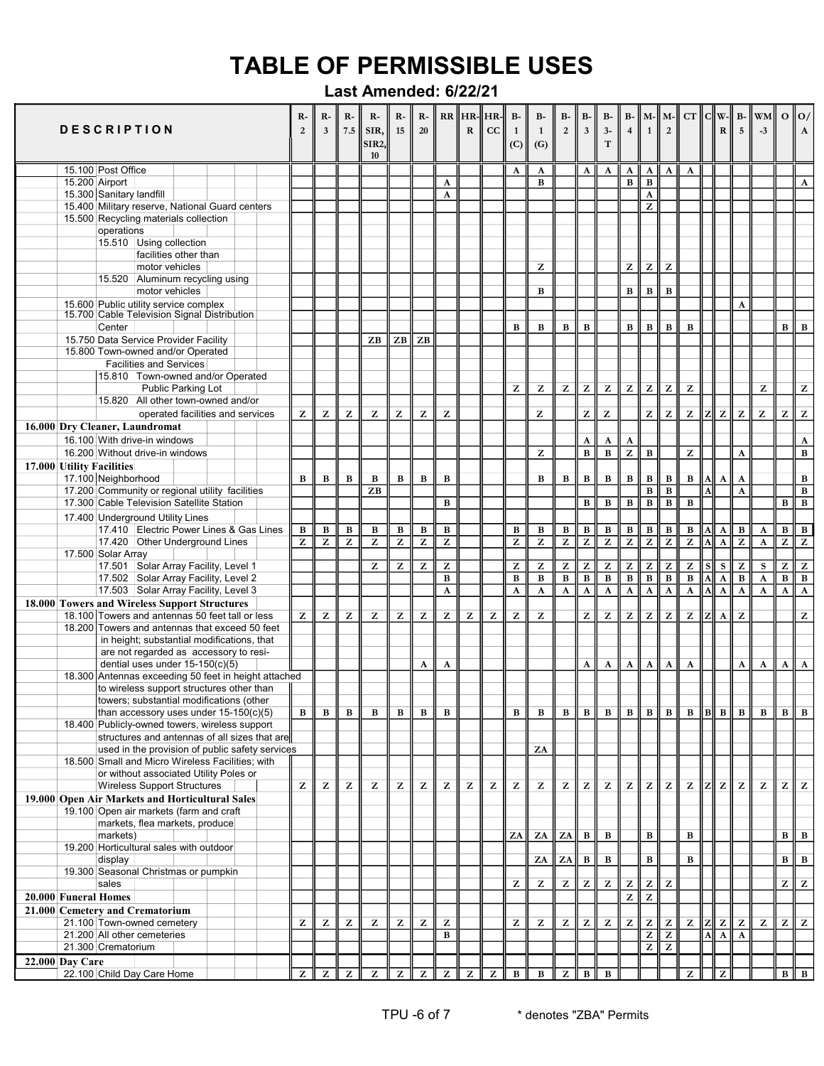# TABLE OF PERMISSIBLE USES

**Last Amended: 6/22/21**

| DESCRIPTION | R-2 | R-3 | R-7.5 | R-SIR, SIR2, 10 | R-15 | R-20 | RR | HR-R | HR-CC | B-1 (C) | B-1 (G) | B-2 | B-3 | B-3-T | B-4 | M-1 | M-2 | CT | C | W-R | B-5 | WM-3 | O | O/A |
|---|---|---|---|---|---|---|---|---|---|---|---|---|---|---|---|---|---|---|---|---|---|---|---|---|
| 15.100 Post Office | | | | | | | | | | A | A | | A | A | A | A | A | A | | | | | | |
| 15.200 Airport | | | | | | | A | | | | B | | | | B | B | | | | | | | | A |
| 15.300 Sanitary landfill | | | | | | | A | | | | | | | | | A | | | | | | | | |
| 15.400 Military reserve, National Guard centers | | | | | | | | | | | | | | | | Z | | | | | | | | |
| 15.500 Recycling materials collection operations | | | | | | | | | | | | | | | | | | | | | | | | |
| 15.510 Using collection facilities other than motor vehicles | | | | | | | | | | | Z | | | | Z | Z | Z | | | | | | | |
| 15.520 Aluminum recycling using motor vehicles | | | | | | | | | | | B | | | | B | B | B | | | | | | | |
| 15.600 Public utility service complex | | | | | | | | | | | | | | | | | | | | | A | | | |
| 15.700 Cable Television Signal Distribution Center | | | | | | | | | | B | B | B | B | | B | B | B | B | | | | | B | B |
| 15.750 Data Service Provider Facility | | | | ZB | ZB | ZB | | | | | | | | | | | | | | | | | | |
| 15.800 Town-owned and/or Operated Facilities and Services | | | | | | | | | | | | | | | | | | | | | | | | |
| 15.810 Town-owned and/or Operated Public Parking Lot | | | | | | | | | | Z | Z | Z | Z | Z | Z | Z | Z | Z | | | | Z | | Z |
| 15.820 All other town-owned and/or operated facilities and services | Z | Z | Z | Z | Z | Z | Z | | | | Z | | Z | Z | | Z | Z | Z | Z | Z | Z | Z | Z | Z |
| **16.000 Dry Cleaner, Laundromat** | | | | | | | | | | | | | | | | | | | | | | | | |
| 16.100 With drive-in windows | | | | | | | | | | | | | A | A | A | | | | | | | | | A |
| 16.200 Without drive-in windows | | | | | | | | | | | Z | | B | B | Z | B | | Z | | | A | | | B |
| **17.000 Utility Facilities** | | | | | | | | | | | | | | | | | | | | | | | | |
| 17.100 Neighborhood | B | B | B | B | B | B | B | | | | B | B | B | B | B | B | B | B | A | A | A | | | B |
| 17.200 Community or regional utility facilities | | | | ZB | | | | | | | | | | | | B | B | | A | | A | | | B |
| 17.300 Cable Television Satellite Station | | | | | | | B | | | | | | B | B | B | B | B | B | | | | | B | B |
| 17.400 Underground Utility Lines | | | | | | | | | | | | | | | | | | | | | | | | |
| 17.410 Electric Power Lines & Gas Lines | B | B | B | B | B | B | B | | | B | B | B | B | B | B | B | B | B | A | A | B | A | B | B |
| 17.420 Other Underground Lines | Z | Z | Z | Z | Z | Z | Z | | | Z | Z | Z | Z | Z | Z | Z | Z | Z | A | A | Z | A | Z | Z |
| 17.500 Solar Array | | | | | | | | | | | | | | | | | | | | | | | | |
| 17.501 Solar Array Facility, Level 1 | | | | Z | Z | Z | Z | | | Z | Z | Z | Z | Z | Z | Z | Z | Z | S | S | Z | S | Z | Z |
| 17.502 Solar Array Facility, Level 2 | | | | | | | B | | | B | B | B | B | B | B | B | B | B | A | A | B | A | B | B |
| 17.503 Solar Array Facility, Level 3 | | | | | | | A | | | A | A | A | A | A | A | A | A | A | A | A | A | A | A | A |
| **18.000 Towers and Wireless Support Structures** | | | | | | | | | | | | | | | | | | | | | | | | |
| 18.100 Towers and antennas 50 feet tall or less | Z | Z | Z | Z | Z | Z | Z | Z | Z | Z | Z | | Z | Z | Z | Z | Z | Z | Z | A | Z | | | Z |
| 18.200 Towers and antennas that exceed 50 feet in height; substantial modifications, that are not regarded as accessory to residential uses under 15-150(c)(5) | | | | | | A | A | | | | | | A | A | A | A | A | A | | | A | A | A | A |
| 18.300 Antennas exceeding 50 feet in height attached to wireless support structures other than towers; substantial modifications (other than accessory uses under 15-150(c)(5) | B | B | B | B | B | B | B | | | B | B | B | B | B | B | B | B | B | B | B | B | B | B | B |
| 18.400 Publicly-owned towers, wireless support structures and antennas of all sizes that are used in the provision of public safety services | | | | | | | | | | | ZA | | | | | | | | | | | | | |
| 18.500 Small and Micro Wireless Facilities; with or without associated Utility Poles or Wireless Support Structures | Z | Z | Z | Z | Z | Z | Z | Z | Z | Z | Z | Z | Z | Z | Z | Z | Z | Z | Z | Z | Z | Z | Z | Z |
| **19.000 Open Air Markets and Horticultural Sales** | | | | | | | | | | | | | | | | | | | | | | | | |
| 19.100 Open air markets (farm and craft markets, flea markets, produce markets) | | | | | | | | | | ZA | ZA | ZA | B | B | | B | | B | | | | | B | B |
| 19.200 Horticultural sales with outdoor display | | | | | | | | | | | ZA | ZA | B | B | | B | | B | | | | | B | B |
| 19.300 Seasonal Christmas or pumpkin sales | | | | | | | | | | Z | Z | Z | Z | Z | Z | Z | Z | | | | | | Z | Z |
| **20.000 Funeral Homes** | | | | | | | | | | | | | | | Z | Z | | | | | | | | |
| **21.000 Cemetery and Crematorium** | | | | | | | | | | | | | | | | | | | | | | | | |
| 21.100 Town-owned cemetery | Z | Z | Z | Z | Z | Z | Z | | | Z | Z | Z | Z | Z | Z | Z | Z | Z | Z | Z | Z | Z | Z | Z |
| 21.200 All other cemeteries | | | | | | | B | | | | | | | | | Z | Z | | A | A | A | | | |
| 21.300 Crematorium | | | | | | | | | | | | | | | | Z | Z | | | | | | | |
| **22.000 Day Care** | | | | | | | | | | | | | | | | | | | | | | | | |
| 22.100 Child Day Care Home | Z | Z | Z | Z | Z | Z | Z | Z | Z | B | B | Z | B | B | | | | Z | | Z | | | B | B |

\* denotes "ZBA" Permits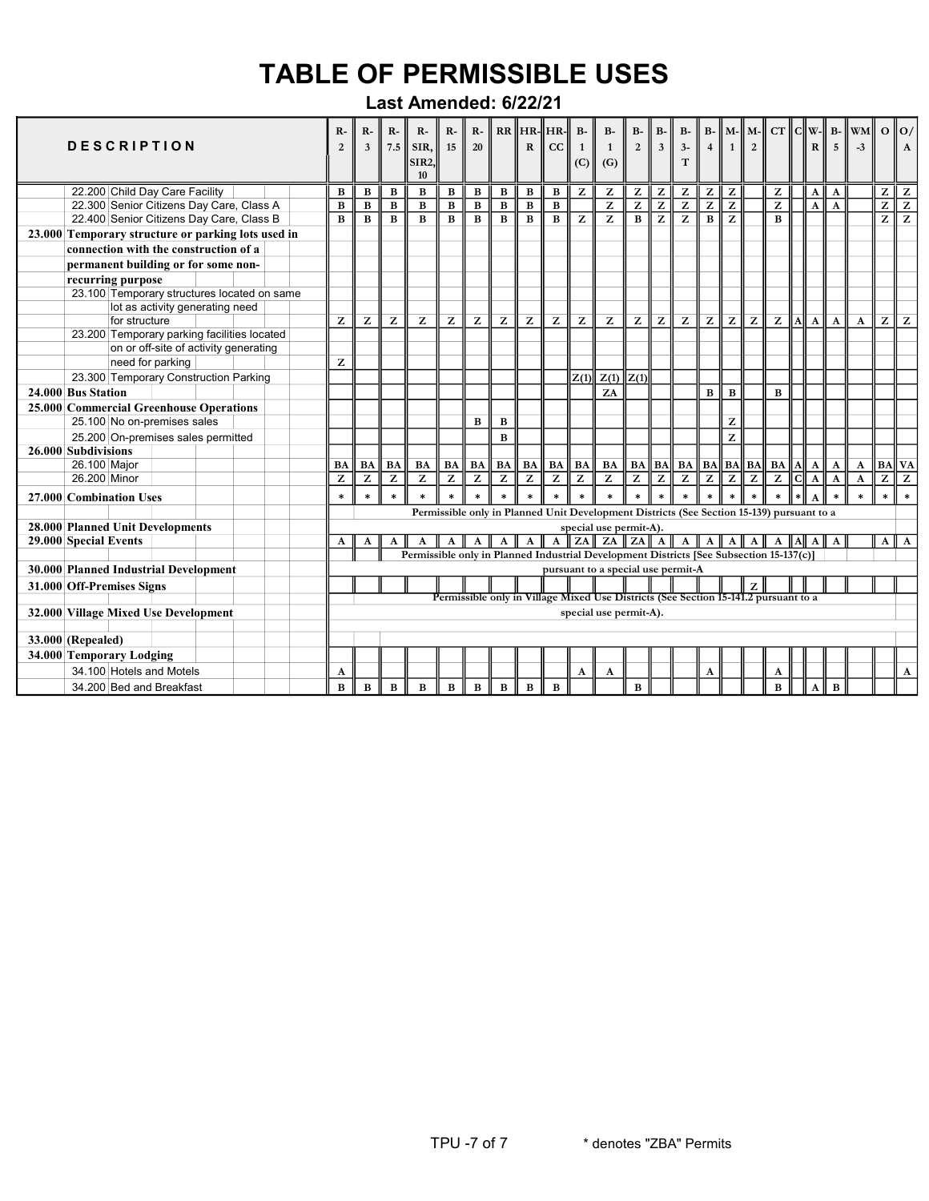# TABLE OF PERMISSIBLE USES

**Last Amended: 6/22/21**

| DESCRIPTION | R-2 | R-3 | R-7.5 | R-SIR, SIR2, 10 | R-15 | R-20 | RR | HR-R | HR-CC | B-1 (C) | B-1 (G) | B-2 | B-3 | B-3-T | B-4 | M-1 | M-2 | CT | C | W-R | B-5 | WM-3 | O | O/A |
|---|---|---|---|---|---|---|---|---|---|---|---|---|---|---|---|---|---|---|---|---|---|---|---|---|
| 22.200 Child Day Care Facility | B | B | B | B | B | B | B | B | B | Z | Z | Z | Z | Z | Z | Z | | Z | | A | A | | Z | Z |
| 22.300 Senior Citizens Day Care, Class A | B | B | B | B | B | B | B | B | B | | Z | Z | Z | Z | Z | Z | | Z | | A | A | | Z | Z |
| 22.400 Senior Citizens Day Care, Class B | B | B | B | B | B | B | B | B | B | Z | Z | B | Z | Z | B | Z | | B | | | | | Z | Z |
| **23.000 Temporary structure or parking lots used in connection with the construction of a permanent building or for some non-recurring purpose** | | | | | | | | | | | | | | | | | | | | | | | | |
| 23.100 Temporary structures located on same lot as activity generating need for structure | Z | Z | Z | Z | Z | Z | Z | Z | Z | Z | Z | Z | Z | Z | Z | Z | Z | Z | A | A | A | A | Z | Z |
| 23.200 Temporary parking facilities located on or off-site of activity generating need for parking | Z | | | | | | | | | | | | | | | | | | | | | | | |
| 23.300 Temporary Construction Parking | | | | | | | | | | Z(1) | Z(1) | Z(1) | | | | | | | | | | | | |
| **24.000 Bus Station** | | | | | | | | | | | ZA | | | | B | B | | B | | | | | | |
| **25.000 Commercial Greenhouse Operations** | | | | | | | | | | | | | | | | | | | | | | | | |
| 25.100 No on-premises sales | | | | | | B | B | | | | | | | | | Z | | | | | | | | |
| 25.200 On-premises sales permitted | | | | | | | B | | | | | | | | | Z | | | | | | | | |
| **26.000 Subdivisions** | | | | | | | | | | | | | | | | | | | | | | | | |
| 26.100 Major | BA | BA | BA | BA | BA | BA | BA | BA | BA | BA | BA | BA | BA | BA | BA | BA | BA | BA | A | A | A | A | BA | VA |
| 26.200 Minor | Z | Z | Z | Z | Z | Z | Z | Z | Z | Z | Z | Z | Z | Z | Z | Z | Z | Z | C | A | A | A | Z | Z |
| **27.000 Combination Uses** | * | * | * | * | * | * | * | * | * | * | * | * | * | * | * | * | * | * | * | A | * | * | * | * |
| **28.000 Planned Unit Developments** | Permissible only in Planned Unit Development Districts (See Section 15-139) pursuant to a special use permit-A). | | | | | | | | | | | | | | | | | | | | | | | |
| **29.000 Special Events** | A | A | A | A | A | A | A | A | A | ZA | ZA | ZA | A | A | A | A | A | A | A | A | A | | A | A |
| **30.000 Planned Industrial Development** | Permissible only in Planned Industrial Development Districts [See Subsection 15-137(c)] pursuant to a special use permit-A | | | | | | | | | | | | | | | | | | | | | | | |
| **31.000 Off-Premises Signs** | | | | | | | | | | | | | | | | | Z | | | | | | | |
| **32.000 Village Mixed Use Development** | Permissible only in Village Mixed Use Districts (See Section 15-141.2 pursuant to a special use permit-A). | | | | | | | | | | | | | | | | | | | | | | | |
| **33.000 (Repealed)** | | | | | | | | | | | | | | | | | | | | | | | | |
| **34.000 Temporary Lodging** | | | | | | | | | | | | | | | | | | | | | | | | |
| 34.100 Hotels and Motels | A | | | | | | | | | A | A | | | | A | | | A | | | | | | A |
| 34.200 Bed and Breakfast | B | B | B | B | B | B | B | B | B | | | B | | | | | | B | | A | B | | | |

\* denotes "ZBA" Permits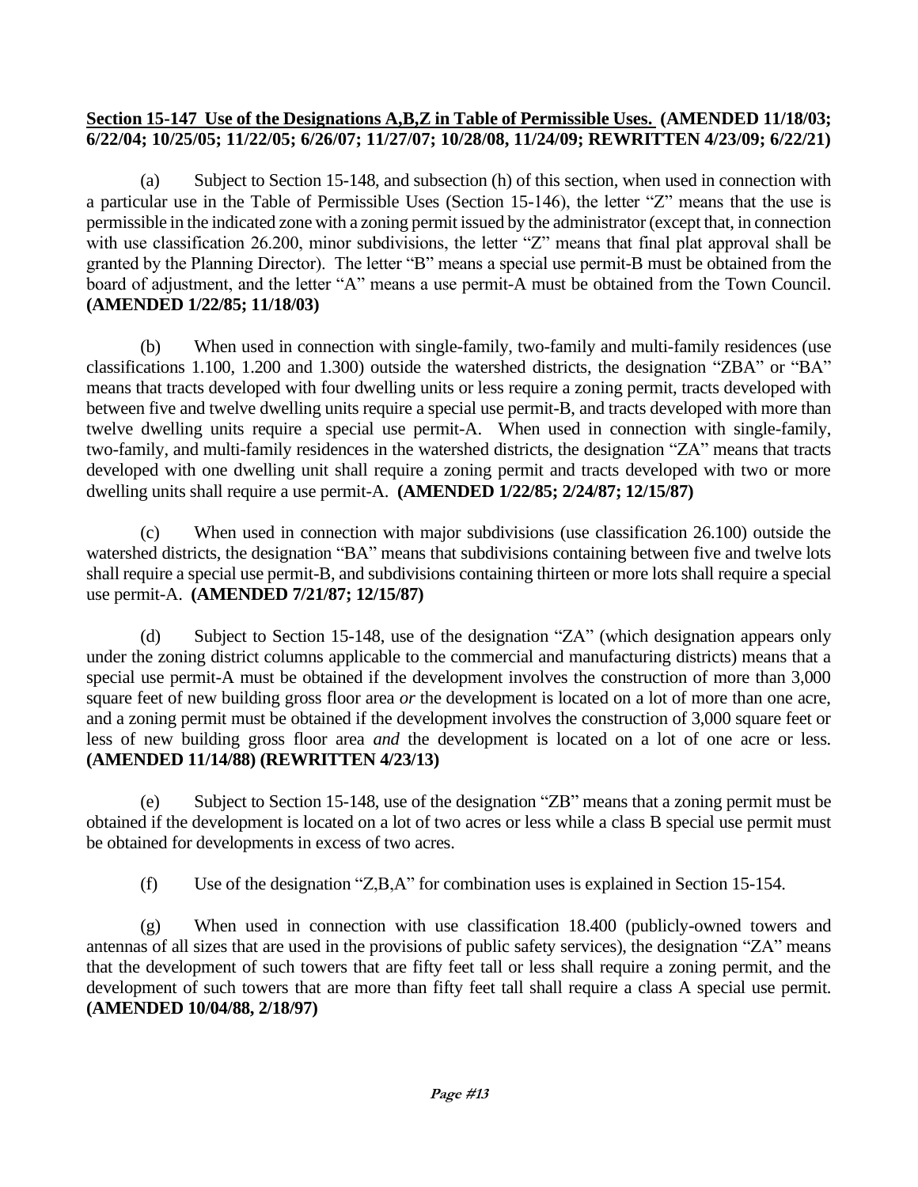**Section 15-147 Use of the Designations A,B,Z in Table of Permissible Uses. (AMENDED 11/18/03; 6/22/04; 10/25/05; 11/22/05; 6/26/07; 11/27/07; 10/28/08, 11/24/09; REWRITTEN 4/23/09; 6/22/21)**

(a) Subject to Section 15-148, and subsection (h) of this section, when used in connection with a particular use in the Table of Permissible Uses (Section 15-146), the letter "Z" means that the use is permissible in the indicated zone with a zoning permit issued by the administrator (except that, in connection with use classification 26.200, minor subdivisions, the letter "Z" means that final plat approval shall be granted by the Planning Director). The letter "B" means a special use permit-B must be obtained from the board of adjustment, and the letter "A" means a use permit-A must be obtained from the Town Council. **(AMENDED 1/22/85; 11/18/03)**

(b) When used in connection with single-family, two-family and multi-family residences (use classifications 1.100, 1.200 and 1.300) outside the watershed districts, the designation "ZBA" or "BA" means that tracts developed with four dwelling units or less require a zoning permit, tracts developed with between five and twelve dwelling units require a special use permit-B, and tracts developed with more than twelve dwelling units require a special use permit-A. When used in connection with single-family, two-family, and multi-family residences in the watershed districts, the designation "ZA" means that tracts developed with one dwelling unit shall require a zoning permit and tracts developed with two or more dwelling units shall require a use permit-A. **(AMENDED 1/22/85; 2/24/87; 12/15/87)**

(c) When used in connection with major subdivisions (use classification 26.100) outside the watershed districts, the designation "BA" means that subdivisions containing between five and twelve lots shall require a special use permit-B, and subdivisions containing thirteen or more lots shall require a special use permit-A. **(AMENDED 7/21/87; 12/15/87)**

(d) Subject to Section 15-148, use of the designation "ZA" (which designation appears only under the zoning district columns applicable to the commercial and manufacturing districts) means that a special use permit-A must be obtained if the development involves the construction of more than 3,000 square feet of new building gross floor area *or* the development is located on a lot of more than one acre, and a zoning permit must be obtained if the development involves the construction of 3,000 square feet or less of new building gross floor area *and* the development is located on a lot of one acre or less. **(AMENDED 11/14/88) (REWRITTEN 4/23/13)**

(e) Subject to Section 15-148, use of the designation "ZB" means that a zoning permit must be obtained if the development is located on a lot of two acres or less while a class B special use permit must be obtained for developments in excess of two acres.

(f) Use of the designation "Z,B,A" for combination uses is explained in Section 15-154.

(g) When used in connection with use classification 18.400 (publicly-owned towers and antennas of all sizes that are used in the provisions of public safety services), the designation "ZA" means that the development of such towers that are fifty feet tall or less shall require a zoning permit, and the development of such towers that are more than fifty feet tall shall require a class A special use permit. **(AMENDED 10/04/88, 2/18/97)**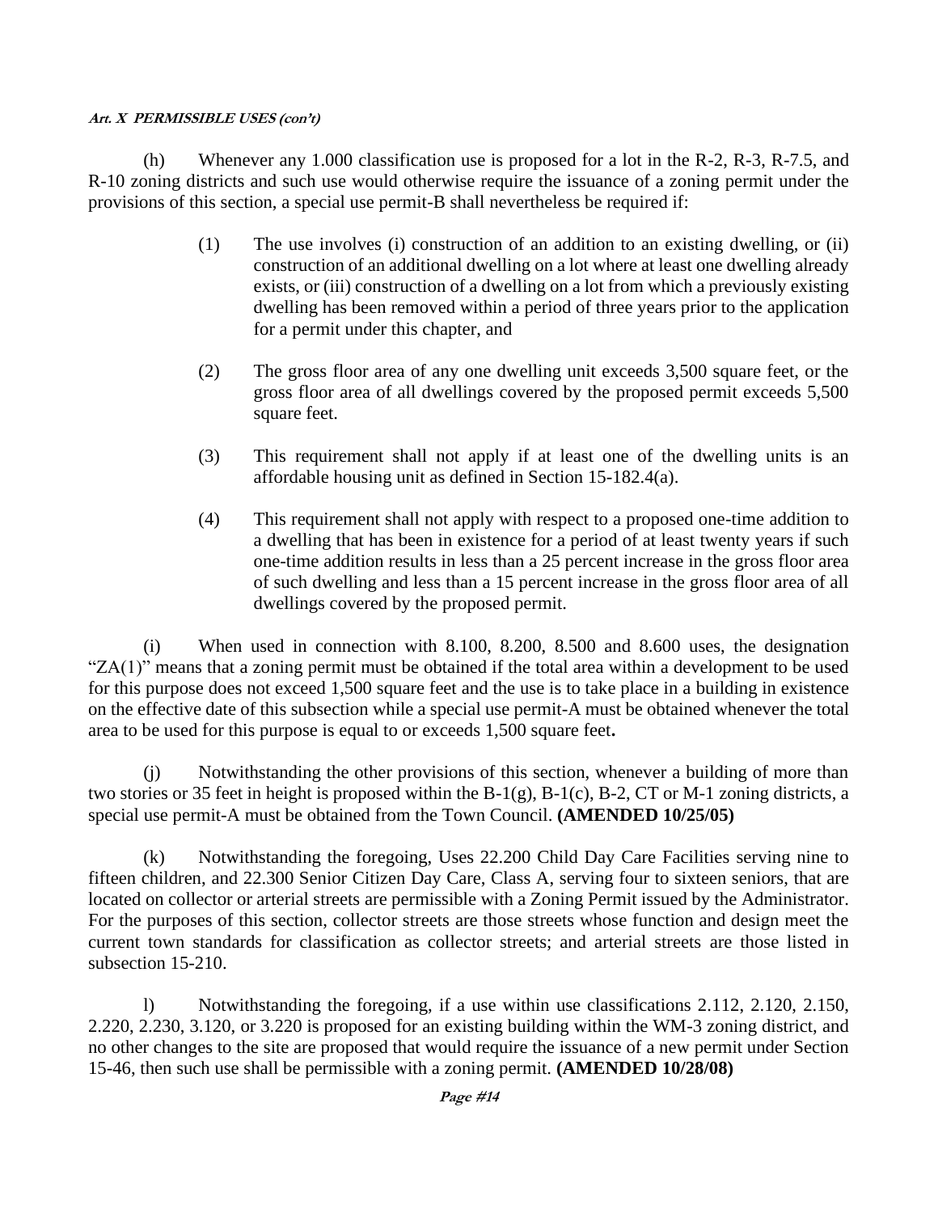(h) Whenever any 1.000 classification use is proposed for a lot in the R-2, R-3, R-7.5, and R-10 zoning districts and such use would otherwise require the issuance of a zoning permit under the provisions of this section, a special use permit-B shall nevertheless be required if:

> (1) The use involves (i) construction of an addition to an existing dwelling, or (ii) construction of an additional dwelling on a lot where at least one dwelling already exists, or (iii) construction of a dwelling on a lot from which a previously existing dwelling has been removed within a period of three years prior to the application for a permit under this chapter, and
>
> (2) The gross floor area of any one dwelling unit exceeds 3,500 square feet, or the gross floor area of all dwellings covered by the proposed permit exceeds 5,500 square feet.
>
> (3) This requirement shall not apply if at least one of the dwelling units is an affordable housing unit as defined in Section 15-182.4(a).
>
> (4) This requirement shall not apply with respect to a proposed one-time addition to a dwelling that has been in existence for a period of at least twenty years if such one-time addition results in less than a 25 percent increase in the gross floor area of such dwelling and less than a 15 percent increase in the gross floor area of all dwellings covered by the proposed permit.

(i) When used in connection with 8.100, 8.200, 8.500 and 8.600 uses, the designation "ZA(1)" means that a zoning permit must be obtained if the total area within a development to be used for this purpose does not exceed 1,500 square feet and the use is to take place in a building in existence on the effective date of this subsection while a special use permit-A must be obtained whenever the total area to be used for this purpose is equal to or exceeds 1,500 square feet**.**

(j) Notwithstanding the other provisions of this section, whenever a building of more than two stories or 35 feet in height is proposed within the B-1(g), B-1(c), B-2, CT or M-1 zoning districts, a special use permit-A must be obtained from the Town Council. **(AMENDED 10/25/05)**

(k) Notwithstanding the foregoing, Uses 22.200 Child Day Care Facilities serving nine to fifteen children, and 22.300 Senior Citizen Day Care, Class A, serving four to sixteen seniors, that are located on collector or arterial streets are permissible with a Zoning Permit issued by the Administrator. For the purposes of this section, collector streets are those streets whose function and design meet the current town standards for classification as collector streets; and arterial streets are those listed in subsection 15-210.

l) Notwithstanding the foregoing, if a use within use classifications 2.112, 2.120, 2.150, 2.220, 2.230, 3.120, or 3.220 is proposed for an existing building within the WM-3 zoning district, and no other changes to the site are proposed that would require the issuance of a new permit under Section 15-46, then such use shall be permissible with a zoning permit. **(AMENDED 10/28/08)**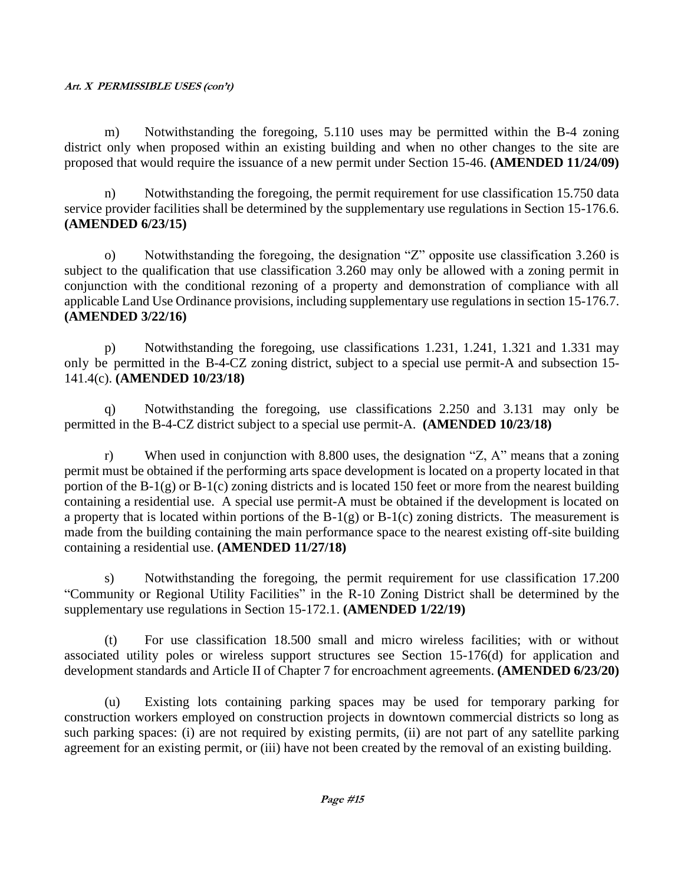m) Notwithstanding the foregoing, 5.110 uses may be permitted within the B-4 zoning district only when proposed within an existing building and when no other changes to the site are proposed that would require the issuance of a new permit under Section 15-46. **(AMENDED 11/24/09)**

n) Notwithstanding the foregoing, the permit requirement for use classification 15.750 data service provider facilities shall be determined by the supplementary use regulations in Section 15-176.6. **(AMENDED 6/23/15)**

o) Notwithstanding the foregoing, the designation "Z" opposite use classification 3.260 is subject to the qualification that use classification 3.260 may only be allowed with a zoning permit in conjunction with the conditional rezoning of a property and demonstration of compliance with all applicable Land Use Ordinance provisions, including supplementary use regulations in section 15-176.7. **(AMENDED 3/22/16)**

p) Notwithstanding the foregoing, use classifications 1.231, 1.241, 1.321 and 1.331 may only be permitted in the B-4-CZ zoning district, subject to a special use permit-A and subsection 15-141.4(c). **(AMENDED 10/23/18)**

q) Notwithstanding the foregoing, use classifications 2.250 and 3.131 may only be permitted in the B-4-CZ district subject to a special use permit-A. **(AMENDED 10/23/18)**

r) When used in conjunction with 8.800 uses, the designation "Z, A" means that a zoning permit must be obtained if the performing arts space development is located on a property located in that portion of the B-1(g) or B-1(c) zoning districts and is located 150 feet or more from the nearest building containing a residential use. A special use permit-A must be obtained if the development is located on a property that is located within portions of the B-1(g) or B-1(c) zoning districts. The measurement is made from the building containing the main performance space to the nearest existing off-site building containing a residential use. **(AMENDED 11/27/18)**

s) Notwithstanding the foregoing, the permit requirement for use classification 17.200 "Community or Regional Utility Facilities" in the R-10 Zoning District shall be determined by the supplementary use regulations in Section 15-172.1. **(AMENDED 1/22/19)**

(t) For use classification 18.500 small and micro wireless facilities; with or without associated utility poles or wireless support structures see Section 15-176(d) for application and development standards and Article II of Chapter 7 for encroachment agreements. **(AMENDED 6/23/20)**

(u) Existing lots containing parking spaces may be used for temporary parking for construction workers employed on construction projects in downtown commercial districts so long as such parking spaces: (i) are not required by existing permits, (ii) are not part of any satellite parking agreement for an existing permit, or (iii) have not been created by the removal of an existing building.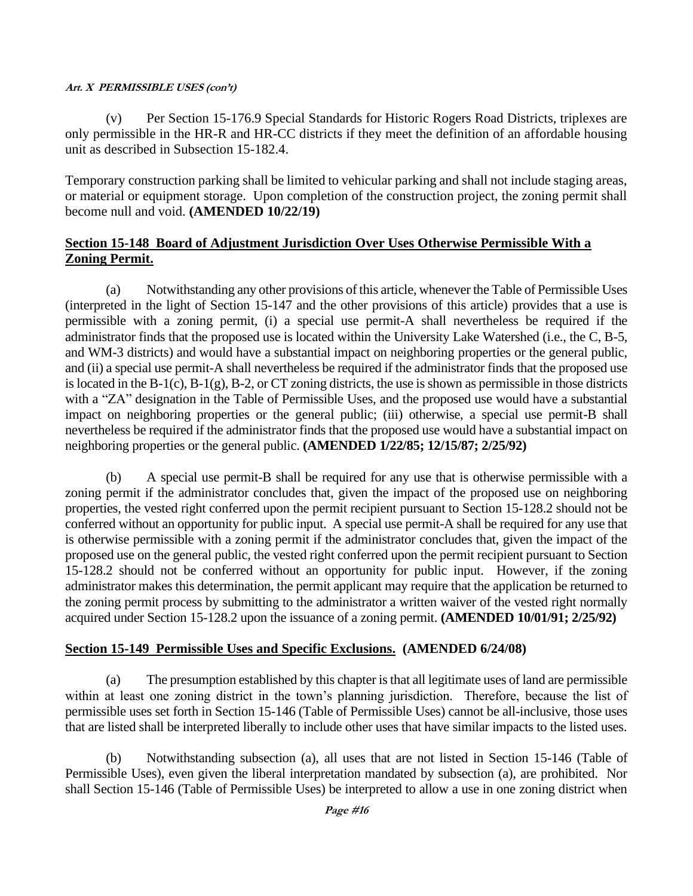(v) Per Section 15-176.9 Special Standards for Historic Rogers Road Districts, triplexes are only permissible in the HR-R and HR-CC districts if they meet the definition of an affordable housing unit as described in Subsection 15-182.4.

Temporary construction parking shall be limited to vehicular parking and shall not include staging areas, or material or equipment storage. Upon completion of the construction project, the zoning permit shall become null and void. **(AMENDED 10/22/19)**

## Section 15-148 Board of Adjustment Jurisdiction Over Uses Otherwise Permissible With a Zoning Permit.

(a) Notwithstanding any other provisions of this article, whenever the Table of Permissible Uses (interpreted in the light of Section 15-147 and the other provisions of this article) provides that a use is permissible with a zoning permit, (i) a special use permit-A shall nevertheless be required if the administrator finds that the proposed use is located within the University Lake Watershed (i.e., the C, B-5, and WM-3 districts) and would have a substantial impact on neighboring properties or the general public, and (ii) a special use permit-A shall nevertheless be required if the administrator finds that the proposed use is located in the B-1(c), B-1(g), B-2, or CT zoning districts, the use is shown as permissible in those districts with a "ZA" designation in the Table of Permissible Uses, and the proposed use would have a substantial impact on neighboring properties or the general public; (iii) otherwise, a special use permit-B shall nevertheless be required if the administrator finds that the proposed use would have a substantial impact on neighboring properties or the general public. **(AMENDED 1/22/85; 12/15/87; 2/25/92)**

(b) A special use permit-B shall be required for any use that is otherwise permissible with a zoning permit if the administrator concludes that, given the impact of the proposed use on neighboring properties, the vested right conferred upon the permit recipient pursuant to Section 15-128.2 should not be conferred without an opportunity for public input. A special use permit-A shall be required for any use that is otherwise permissible with a zoning permit if the administrator concludes that, given the impact of the proposed use on the general public, the vested right conferred upon the permit recipient pursuant to Section 15-128.2 should not be conferred without an opportunity for public input. However, if the zoning administrator makes this determination, the permit applicant may require that the application be returned to the zoning permit process by submitting to the administrator a written waiver of the vested right normally acquired under Section 15-128.2 upon the issuance of a zoning permit. **(AMENDED 10/01/91; 2/25/92)**

## Section 15-149 Permissible Uses and Specific Exclusions. (AMENDED 6/24/08)

(a) The presumption established by this chapter is that all legitimate uses of land are permissible within at least one zoning district in the town's planning jurisdiction. Therefore, because the list of permissible uses set forth in Section 15-146 (Table of Permissible Uses) cannot be all-inclusive, those uses that are listed shall be interpreted liberally to include other uses that have similar impacts to the listed uses.

(b) Notwithstanding subsection (a), all uses that are not listed in Section 15-146 (Table of Permissible Uses), even given the liberal interpretation mandated by subsection (a), are prohibited. Nor shall Section 15-146 (Table of Permissible Uses) be interpreted to allow a use in one zoning district when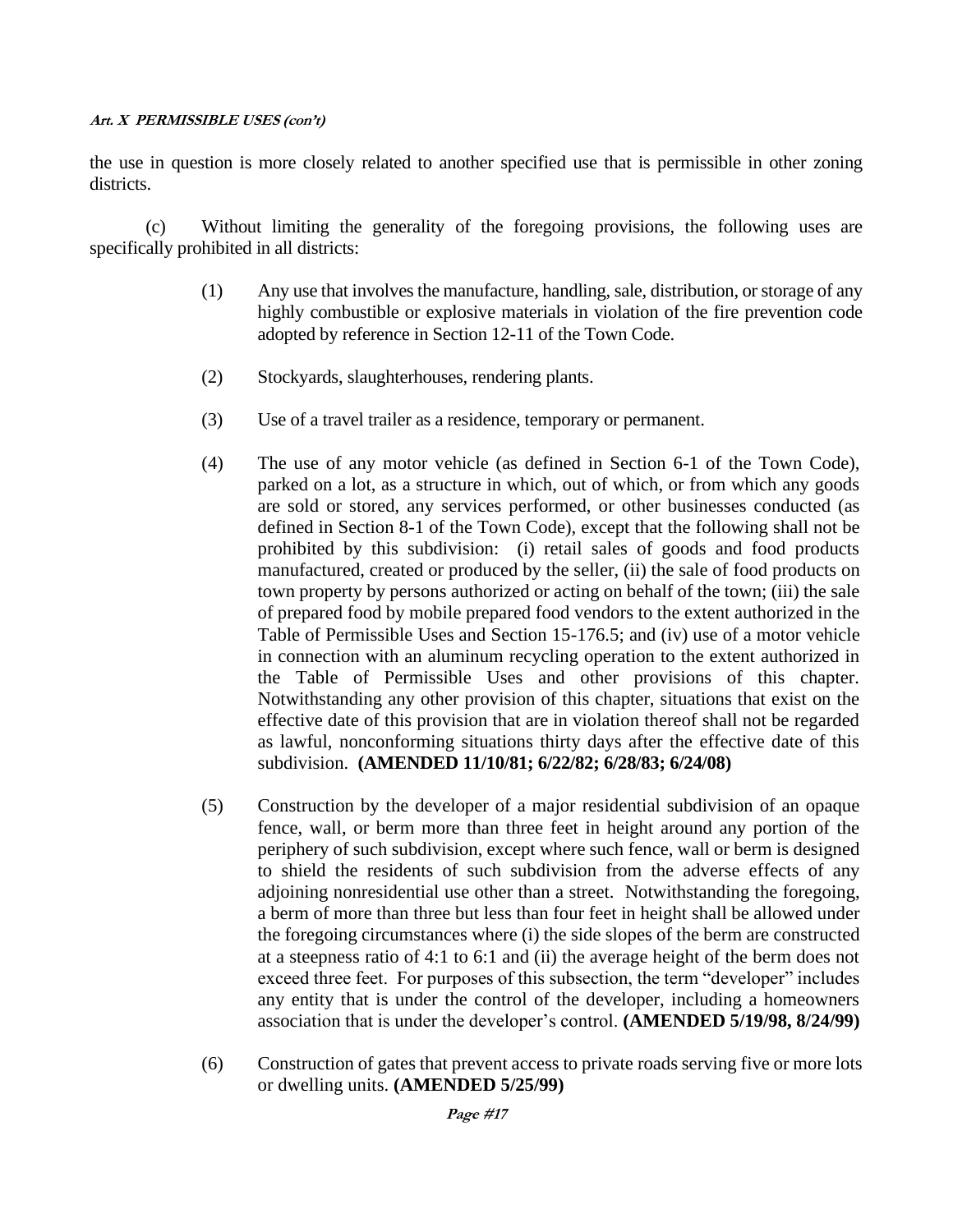the use in question is more closely related to another specified use that is permissible in other zoning districts.

(c) Without limiting the generality of the foregoing provisions, the following uses are specifically prohibited in all districts:

(1) Any use that involves the manufacture, handling, sale, distribution, or storage of any highly combustible or explosive materials in violation of the fire prevention code adopted by reference in Section 12-11 of the Town Code.

(2) Stockyards, slaughterhouses, rendering plants.

(3) Use of a travel trailer as a residence, temporary or permanent.

(4) The use of any motor vehicle (as defined in Section 6-1 of the Town Code), parked on a lot, as a structure in which, out of which, or from which any goods are sold or stored, any services performed, or other businesses conducted (as defined in Section 8-1 of the Town Code), except that the following shall not be prohibited by this subdivision: (i) retail sales of goods and food products manufactured, created or produced by the seller, (ii) the sale of food products on town property by persons authorized or acting on behalf of the town; (iii) the sale of prepared food by mobile prepared food vendors to the extent authorized in the Table of Permissible Uses and Section 15-176.5; and (iv) use of a motor vehicle in connection with an aluminum recycling operation to the extent authorized in the Table of Permissible Uses and other provisions of this chapter. Notwithstanding any other provision of this chapter, situations that exist on the effective date of this provision that are in violation thereof shall not be regarded as lawful, nonconforming situations thirty days after the effective date of this subdivision. **(AMENDED 11/10/81; 6/22/82; 6/28/83; 6/24/08)**

(5) Construction by the developer of a major residential subdivision of an opaque fence, wall, or berm more than three feet in height around any portion of the periphery of such subdivision, except where such fence, wall or berm is designed to shield the residents of such subdivision from the adverse effects of any adjoining nonresidential use other than a street. Notwithstanding the foregoing, a berm of more than three but less than four feet in height shall be allowed under the foregoing circumstances where (i) the side slopes of the berm are constructed at a steepness ratio of 4:1 to 6:1 and (ii) the average height of the berm does not exceed three feet. For purposes of this subsection, the term "developer" includes any entity that is under the control of the developer, including a homeowners association that is under the developer's control. **(AMENDED 5/19/98, 8/24/99)**

(6) Construction of gates that prevent access to private roads serving five or more lots or dwelling units. **(AMENDED 5/25/99)**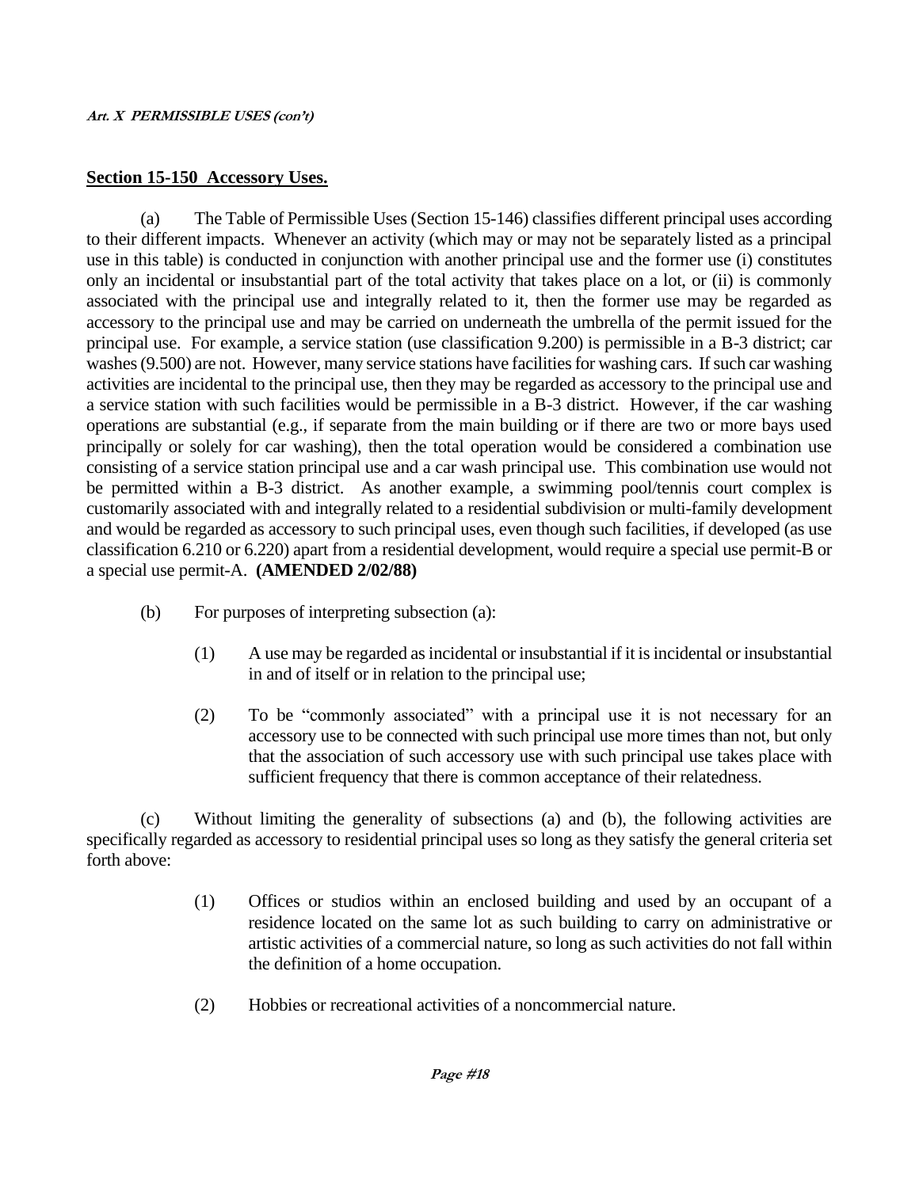## Section 15-150 Accessory Uses.

(a) The Table of Permissible Uses (Section 15-146) classifies different principal uses according to their different impacts. Whenever an activity (which may or may not be separately listed as a principal use in this table) is conducted in conjunction with another principal use and the former use (i) constitutes only an incidental or insubstantial part of the total activity that takes place on a lot, or (ii) is commonly associated with the principal use and integrally related to it, then the former use may be regarded as accessory to the principal use and may be carried on underneath the umbrella of the permit issued for the principal use. For example, a service station (use classification 9.200) is permissible in a B-3 district; car washes (9.500) are not. However, many service stations have facilities for washing cars. If such car washing activities are incidental to the principal use, then they may be regarded as accessory to the principal use and a service station with such facilities would be permissible in a B-3 district. However, if the car washing operations are substantial (e.g., if separate from the main building or if there are two or more bays used principally or solely for car washing), then the total operation would be considered a combination use consisting of a service station principal use and a car wash principal use. This combination use would not be permitted within a B-3 district. As another example, a swimming pool/tennis court complex is customarily associated with and integrally related to a residential subdivision or multi-family development and would be regarded as accessory to such principal uses, even though such facilities, if developed (as use classification 6.210 or 6.220) apart from a residential development, would require a special use permit-B or a special use permit-A. **(AMENDED 2/02/88)**

(b) For purposes of interpreting subsection (a):

(1) A use may be regarded as incidental or insubstantial if it is incidental or insubstantial in and of itself or in relation to the principal use;

(2) To be "commonly associated" with a principal use it is not necessary for an accessory use to be connected with such principal use more times than not, but only that the association of such accessory use with such principal use takes place with sufficient frequency that there is common acceptance of their relatedness.

(c) Without limiting the generality of subsections (a) and (b), the following activities are specifically regarded as accessory to residential principal uses so long as they satisfy the general criteria set forth above:

(1) Offices or studios within an enclosed building and used by an occupant of a residence located on the same lot as such building to carry on administrative or artistic activities of a commercial nature, so long as such activities do not fall within the definition of a home occupation.

(2) Hobbies or recreational activities of a noncommercial nature.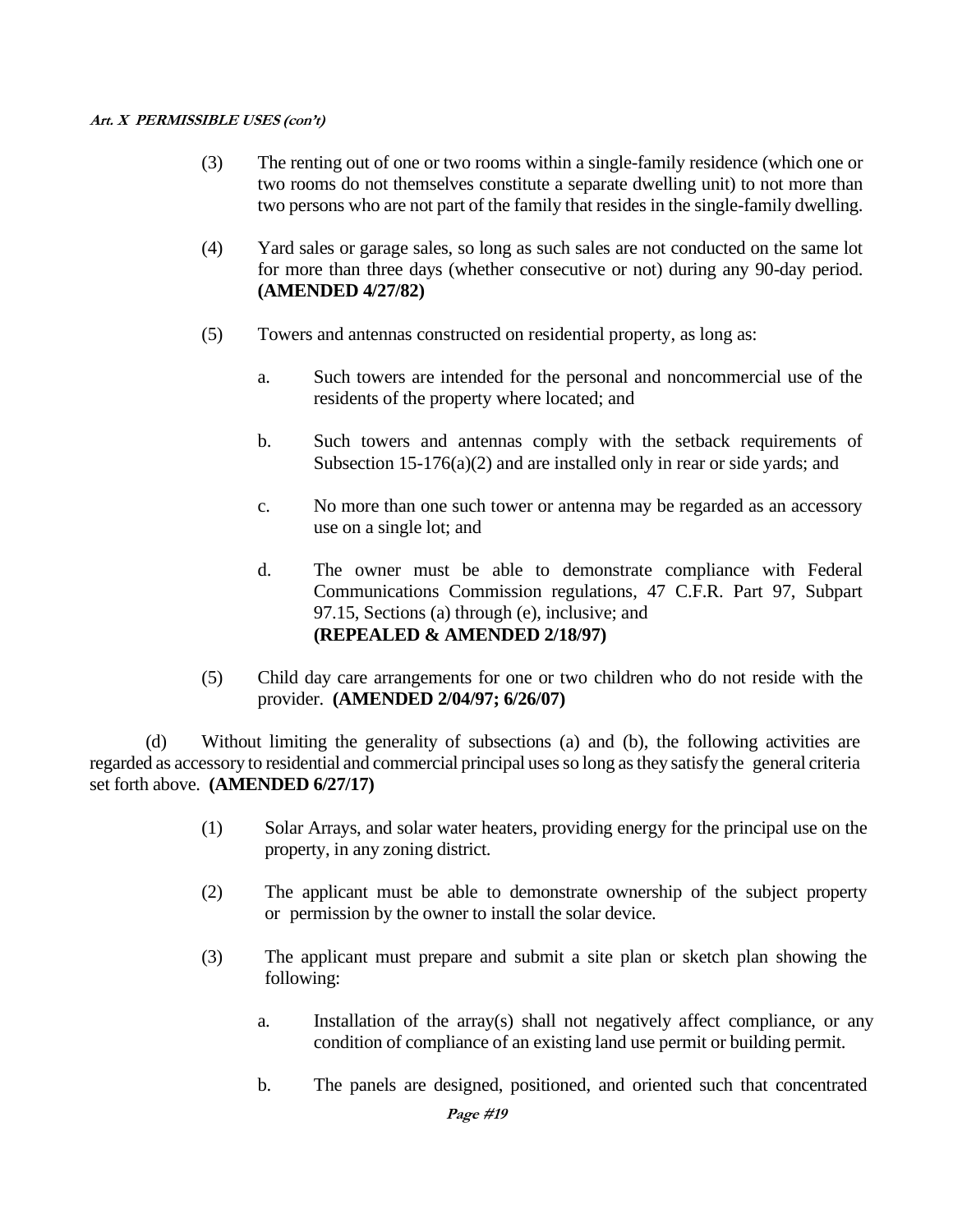(3) The renting out of one or two rooms within a single-family residence (which one or two rooms do not themselves constitute a separate dwelling unit) to not more than two persons who are not part of the family that resides in the single-family dwelling.

(4) Yard sales or garage sales, so long as such sales are not conducted on the same lot for more than three days (whether consecutive or not) during any 90-day period. **(AMENDED 4/27/82)**

(5) Towers and antennas constructed on residential property, as long as:

a. Such towers are intended for the personal and noncommercial use of the residents of the property where located; and

b. Such towers and antennas comply with the setback requirements of Subsection 15-176(a)(2) and are installed only in rear or side yards; and

c. No more than one such tower or antenna may be regarded as an accessory use on a single lot; and

d. The owner must be able to demonstrate compliance with Federal Communications Commission regulations, 47 C.F.R. Part 97, Subpart 97.15, Sections (a) through (e), inclusive; and **(REPEALED & AMENDED 2/18/97)**

(5) Child day care arrangements for one or two children who do not reside with the provider. **(AMENDED 2/04/97; 6/26/07)**

(d) Without limiting the generality of subsections (a) and (b), the following activities are regarded as accessory to residential and commercial principal uses so long as they satisfy the general criteria set forth above. **(AMENDED 6/27/17)**

(1) Solar Arrays, and solar water heaters, providing energy for the principal use on the property, in any zoning district.

(2) The applicant must be able to demonstrate ownership of the subject property or permission by the owner to install the solar device.

(3) The applicant must prepare and submit a site plan or sketch plan showing the following:

a. Installation of the array(s) shall not negatively affect compliance, or any condition of compliance of an existing land use permit or building permit.

b. The panels are designed, positioned, and oriented such that concentrated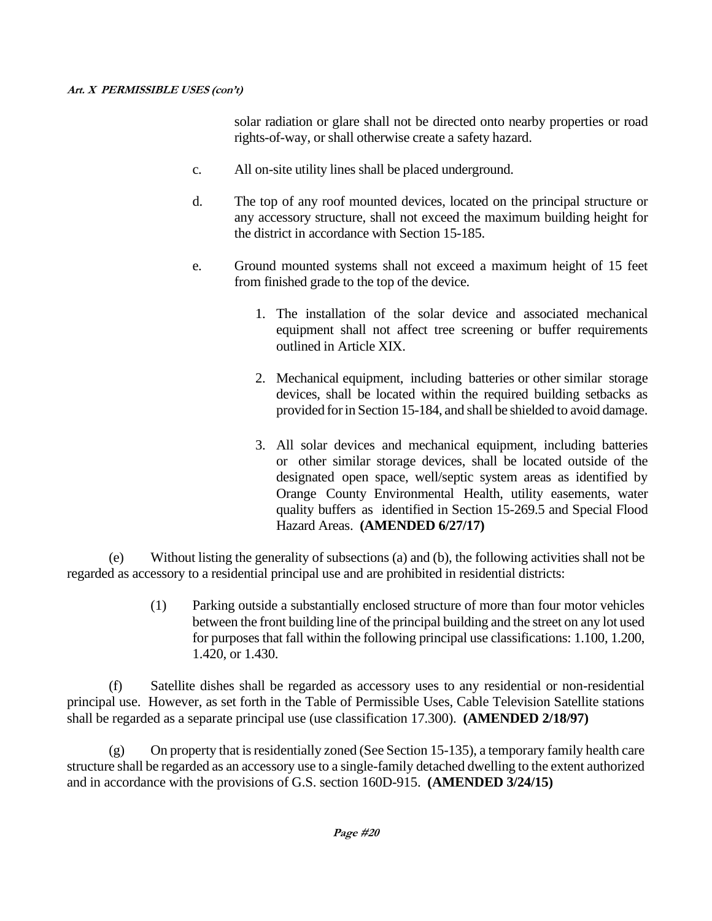solar radiation or glare shall not be directed onto nearby properties or road rights-of-way, or shall otherwise create a safety hazard.

c. All on-site utility lines shall be placed underground.

d. The top of any roof mounted devices, located on the principal structure or any accessory structure, shall not exceed the maximum building height for the district in accordance with Section 15-185.

e. Ground mounted systems shall not exceed a maximum height of 15 feet from finished grade to the top of the device.

1. The installation of the solar device and associated mechanical equipment shall not affect tree screening or buffer requirements outlined in Article XIX.

2. Mechanical equipment, including batteries or other similar storage devices, shall be located within the required building setbacks as provided for in Section 15-184, and shall be shielded to avoid damage.

3. All solar devices and mechanical equipment, including batteries or other similar storage devices, shall be located outside of the designated open space, well/septic system areas as identified by Orange County Environmental Health, utility easements, water quality buffers as identified in Section 15-269.5 and Special Flood Hazard Areas. **(AMENDED 6/27/17)**

(e) Without listing the generality of subsections (a) and (b), the following activities shall not be regarded as accessory to a residential principal use and are prohibited in residential districts:

(1) Parking outside a substantially enclosed structure of more than four motor vehicles between the front building line of the principal building and the street on any lot used for purposes that fall within the following principal use classifications: 1.100, 1.200, 1.420, or 1.430.

(f) Satellite dishes shall be regarded as accessory uses to any residential or non-residential principal use. However, as set forth in the Table of Permissible Uses, Cable Television Satellite stations shall be regarded as a separate principal use (use classification 17.300). **(AMENDED 2/18/97)**

(g) On property that is residentially zoned (See Section 15-135), a temporary family health care structure shall be regarded as an accessory use to a single-family detached dwelling to the extent authorized and in accordance with the provisions of G.S. section 160D-915. **(AMENDED 3/24/15)**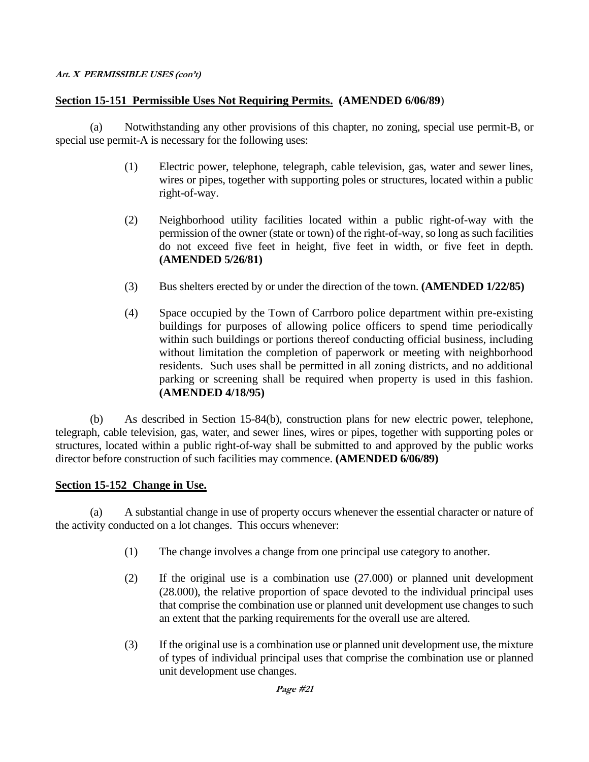## Section 15-151 Permissible Uses Not Requiring Permits. (AMENDED 6/06/89)

(a) Notwithstanding any other provisions of this chapter, no zoning, special use permit-B, or special use permit-A is necessary for the following uses:

(1) Electric power, telephone, telegraph, cable television, gas, water and sewer lines, wires or pipes, together with supporting poles or structures, located within a public right-of-way.

(2) Neighborhood utility facilities located within a public right-of-way with the permission of the owner (state or town) of the right-of-way, so long as such facilities do not exceed five feet in height, five feet in width, or five feet in depth. **(AMENDED 5/26/81)**

(3) Bus shelters erected by or under the direction of the town. **(AMENDED 1/22/85)**

(4) Space occupied by the Town of Carrboro police department within pre-existing buildings for purposes of allowing police officers to spend time periodically within such buildings or portions thereof conducting official business, including without limitation the completion of paperwork or meeting with neighborhood residents. Such uses shall be permitted in all zoning districts, and no additional parking or screening shall be required when property is used in this fashion. **(AMENDED 4/18/95)**

(b) As described in Section 15-84(b), construction plans for new electric power, telephone, telegraph, cable television, gas, water, and sewer lines, wires or pipes, together with supporting poles or structures, located within a public right-of-way shall be submitted to and approved by the public works director before construction of such facilities may commence. **(AMENDED 6/06/89)**

## Section 15-152 Change in Use.

(a) A substantial change in use of property occurs whenever the essential character or nature of the activity conducted on a lot changes. This occurs whenever:

(1) The change involves a change from one principal use category to another.

(2) If the original use is a combination use (27.000) or planned unit development (28.000), the relative proportion of space devoted to the individual principal uses that comprise the combination use or planned unit development use changes to such an extent that the parking requirements for the overall use are altered.

(3) If the original use is a combination use or planned unit development use, the mixture of types of individual principal uses that comprise the combination use or planned unit development use changes.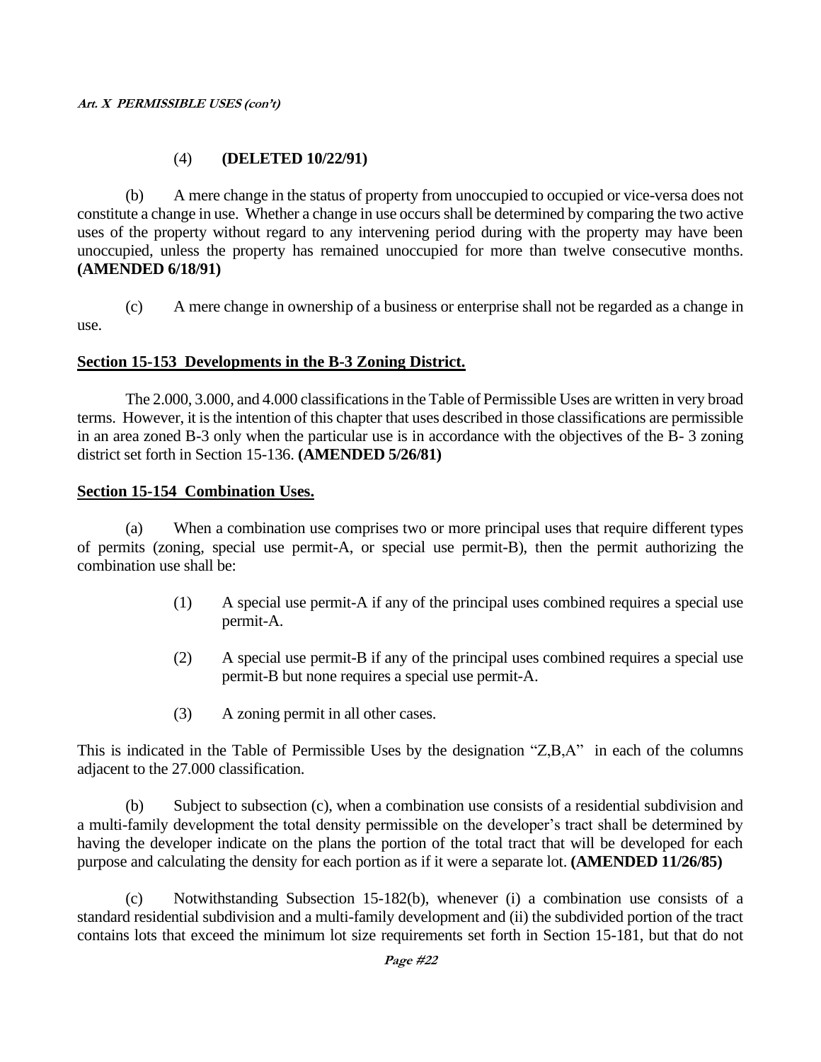(4) **(DELETED 10/22/91)**

(b) A mere change in the status of property from unoccupied to occupied or vice-versa does not constitute a change in use. Whether a change in use occurs shall be determined by comparing the two active uses of the property without regard to any intervening period during with the property may have been unoccupied, unless the property has remained unoccupied for more than twelve consecutive months. **(AMENDED 6/18/91)**

(c) A mere change in ownership of a business or enterprise shall not be regarded as a change in use.

## Section 15-153 Developments in the B-3 Zoning District.

The 2.000, 3.000, and 4.000 classifications in the Table of Permissible Uses are written in very broad terms. However, it is the intention of this chapter that uses described in those classifications are permissible in an area zoned B-3 only when the particular use is in accordance with the objectives of the B- 3 zoning district set forth in Section 15-136. **(AMENDED 5/26/81)**

## Section 15-154 Combination Uses.

(a) When a combination use comprises two or more principal uses that require different types of permits (zoning, special use permit-A, or special use permit-B), then the permit authorizing the combination use shall be:

(1) A special use permit-A if any of the principal uses combined requires a special use permit-A.

(2) A special use permit-B if any of the principal uses combined requires a special use permit-B but none requires a special use permit-A.

(3) A zoning permit in all other cases.

This is indicated in the Table of Permissible Uses by the designation "Z,B,A" in each of the columns adjacent to the 27.000 classification.

(b) Subject to subsection (c), when a combination use consists of a residential subdivision and a multi-family development the total density permissible on the developer's tract shall be determined by having the developer indicate on the plans the portion of the total tract that will be developed for each purpose and calculating the density for each portion as if it were a separate lot. **(AMENDED 11/26/85)**

(c) Notwithstanding Subsection 15-182(b), whenever (i) a combination use consists of a standard residential subdivision and a multi-family development and (ii) the subdivided portion of the tract contains lots that exceed the minimum lot size requirements set forth in Section 15-181, but that do not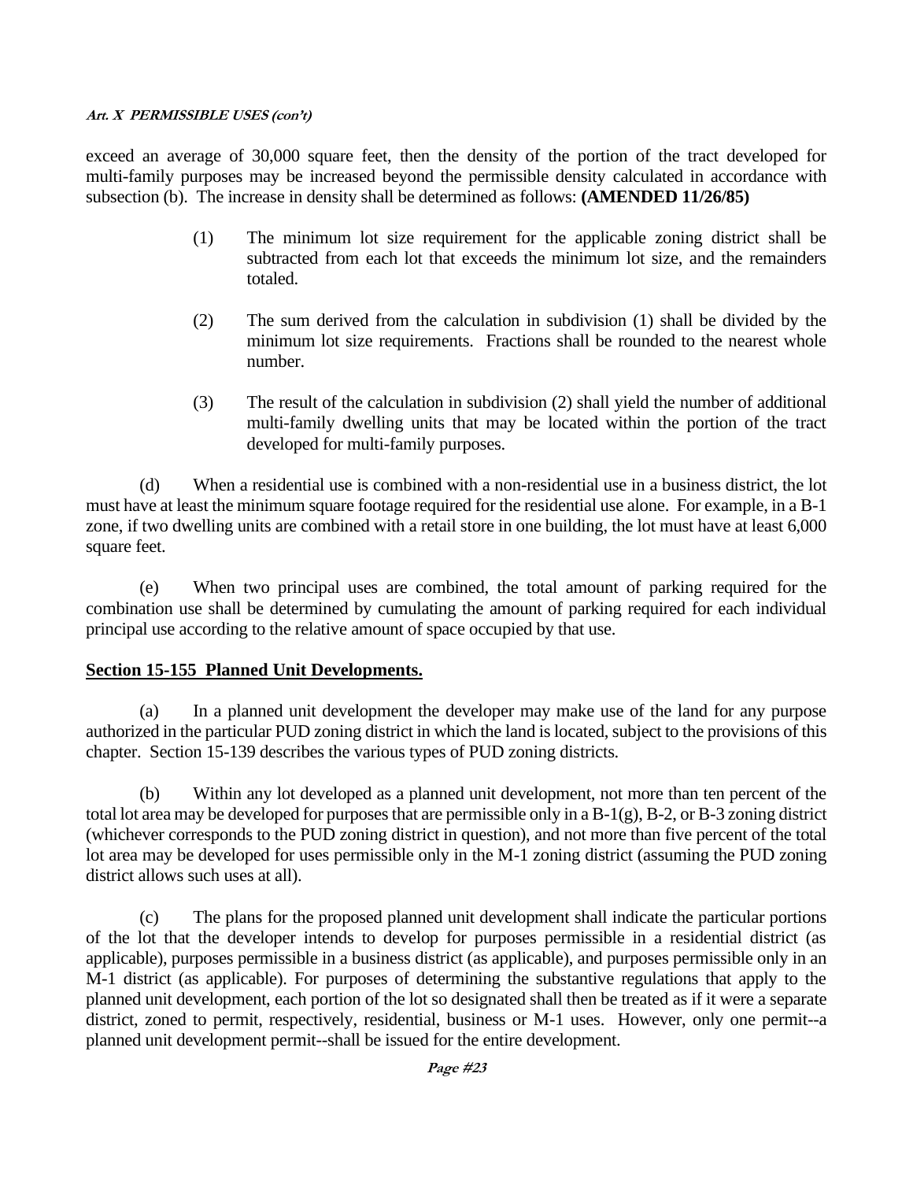exceed an average of 30,000 square feet, then the density of the portion of the tract developed for multi-family purposes may be increased beyond the permissible density calculated in accordance with subsection (b). The increase in density shall be determined as follows: **(AMENDED 11/26/85)**

> (1) The minimum lot size requirement for the applicable zoning district shall be subtracted from each lot that exceeds the minimum lot size, and the remainders totaled.
>
> (2) The sum derived from the calculation in subdivision (1) shall be divided by the minimum lot size requirements. Fractions shall be rounded to the nearest whole number.
>
> (3) The result of the calculation in subdivision (2) shall yield the number of additional multi-family dwelling units that may be located within the portion of the tract developed for multi-family purposes.

(d) When a residential use is combined with a non-residential use in a business district, the lot must have at least the minimum square footage required for the residential use alone. For example, in a B-1 zone, if two dwelling units are combined with a retail store in one building, the lot must have at least 6,000 square feet.

(e) When two principal uses are combined, the total amount of parking required for the combination use shall be determined by cumulating the amount of parking required for each individual principal use according to the relative amount of space occupied by that use.

## Section 15-155 Planned Unit Developments.

(a) In a planned unit development the developer may make use of the land for any purpose authorized in the particular PUD zoning district in which the land is located, subject to the provisions of this chapter. Section 15-139 describes the various types of PUD zoning districts.

(b) Within any lot developed as a planned unit development, not more than ten percent of the total lot area may be developed for purposes that are permissible only in a B-1(g), B-2, or B-3 zoning district (whichever corresponds to the PUD zoning district in question), and not more than five percent of the total lot area may be developed for uses permissible only in the M-1 zoning district (assuming the PUD zoning district allows such uses at all).

(c) The plans for the proposed planned unit development shall indicate the particular portions of the lot that the developer intends to develop for purposes permissible in a residential district (as applicable), purposes permissible in a business district (as applicable), and purposes permissible only in an M-1 district (as applicable). For purposes of determining the substantive regulations that apply to the planned unit development, each portion of the lot so designated shall then be treated as if it were a separate district, zoned to permit, respectively, residential, business or M-1 uses. However, only one permit--a planned unit development permit--shall be issued for the entire development.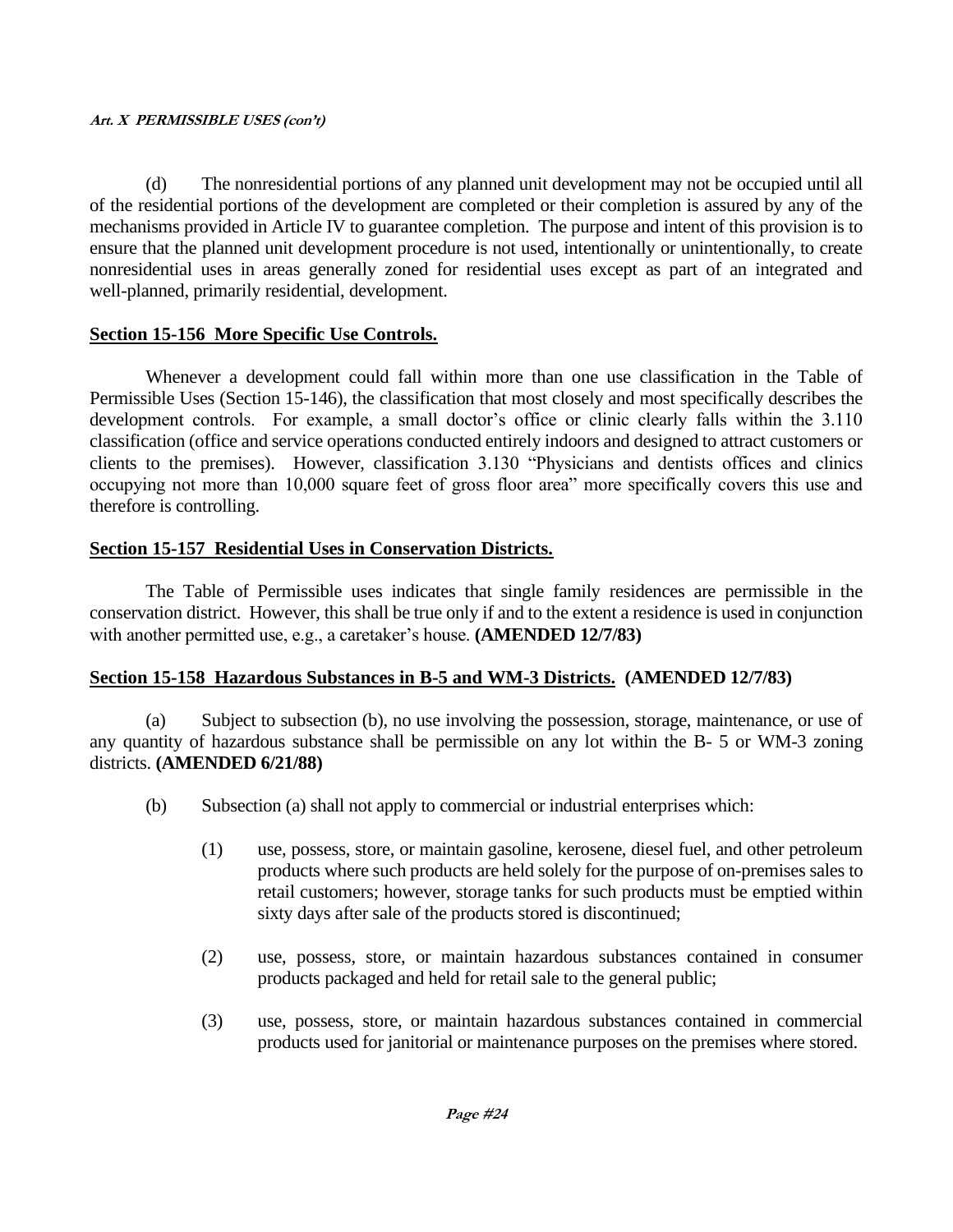(d) The nonresidential portions of any planned unit development may not be occupied until all of the residential portions of the development are completed or their completion is assured by any of the mechanisms provided in Article IV to guarantee completion. The purpose and intent of this provision is to ensure that the planned unit development procedure is not used, intentionally or unintentionally, to create nonresidential uses in areas generally zoned for residential uses except as part of an integrated and well-planned, primarily residential, development.

## Section 15-156 More Specific Use Controls.

Whenever a development could fall within more than one use classification in the Table of Permissible Uses (Section 15-146), the classification that most closely and most specifically describes the development controls. For example, a small doctor's office or clinic clearly falls within the 3.110 classification (office and service operations conducted entirely indoors and designed to attract customers or clients to the premises). However, classification 3.130 "Physicians and dentists offices and clinics occupying not more than 10,000 square feet of gross floor area" more specifically covers this use and therefore is controlling.

## Section 15-157 Residential Uses in Conservation Districts.

The Table of Permissible uses indicates that single family residences are permissible in the conservation district. However, this shall be true only if and to the extent a residence is used in conjunction with another permitted use, e.g., a caretaker's house. **(AMENDED 12/7/83)**

## Section 15-158 Hazardous Substances in B-5 and WM-3 Districts. (AMENDED 12/7/83)

(a) Subject to subsection (b), no use involving the possession, storage, maintenance, or use of any quantity of hazardous substance shall be permissible on any lot within the B- 5 or WM-3 zoning districts. **(AMENDED 6/21/88)**

(b) Subsection (a) shall not apply to commercial or industrial enterprises which:

(1) use, possess, store, or maintain gasoline, kerosene, diesel fuel, and other petroleum products where such products are held solely for the purpose of on-premises sales to retail customers; however, storage tanks for such products must be emptied within sixty days after sale of the products stored is discontinued;

(2) use, possess, store, or maintain hazardous substances contained in consumer products packaged and held for retail sale to the general public;

(3) use, possess, store, or maintain hazardous substances contained in commercial products used for janitorial or maintenance purposes on the premises where stored.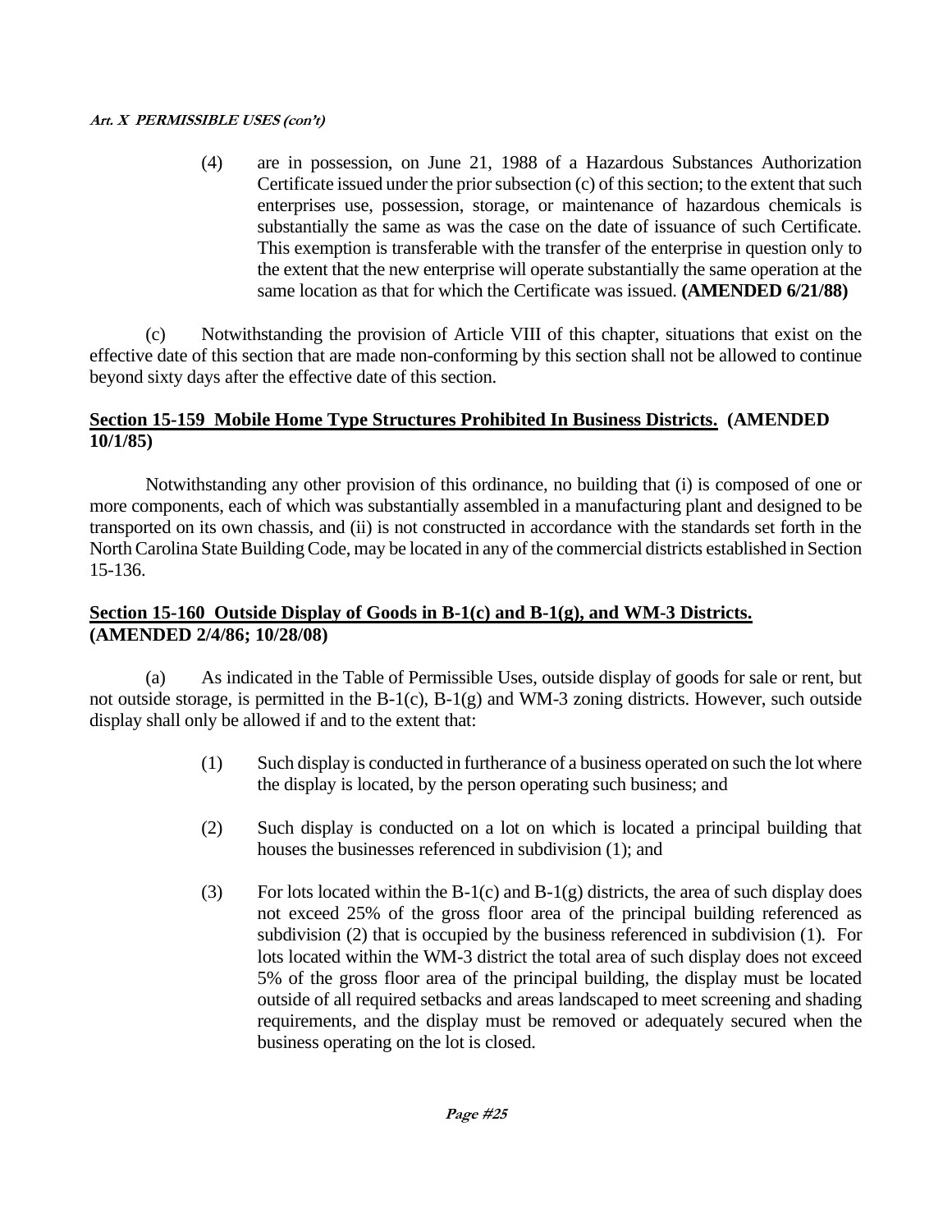(4) are in possession, on June 21, 1988 of a Hazardous Substances Authorization Certificate issued under the prior subsection (c) of this section; to the extent that such enterprises use, possession, storage, or maintenance of hazardous chemicals is substantially the same as was the case on the date of issuance of such Certificate. This exemption is transferable with the transfer of the enterprise in question only to the extent that the new enterprise will operate substantially the same operation at the same location as that for which the Certificate was issued. **(AMENDED 6/21/88)**

(c) Notwithstanding the provision of Article VIII of this chapter, situations that exist on the effective date of this section that are made non-conforming by this section shall not be allowed to continue beyond sixty days after the effective date of this section.

## Section 15-159 Mobile Home Type Structures Prohibited In Business Districts. (AMENDED 10/1/85)

Notwithstanding any other provision of this ordinance, no building that (i) is composed of one or more components, each of which was substantially assembled in a manufacturing plant and designed to be transported on its own chassis, and (ii) is not constructed in accordance with the standards set forth in the North Carolina State Building Code, may be located in any of the commercial districts established in Section 15-136.

## Section 15-160 Outside Display of Goods in B-1(c) and B-1(g), and WM-3 Districts. (AMENDED 2/4/86; 10/28/08)

(a) As indicated in the Table of Permissible Uses, outside display of goods for sale or rent, but not outside storage, is permitted in the B-1(c), B-1(g) and WM-3 zoning districts. However, such outside display shall only be allowed if and to the extent that:

(1) Such display is conducted in furtherance of a business operated on such the lot where the display is located, by the person operating such business; and

(2) Such display is conducted on a lot on which is located a principal building that houses the businesses referenced in subdivision (1); and

(3) For lots located within the B-1(c) and B-1(g) districts, the area of such display does not exceed 25% of the gross floor area of the principal building referenced as subdivision (2) that is occupied by the business referenced in subdivision (1). For lots located within the WM-3 district the total area of such display does not exceed 5% of the gross floor area of the principal building, the display must be located outside of all required setbacks and areas landscaped to meet screening and shading requirements, and the display must be removed or adequately secured when the business operating on the lot is closed.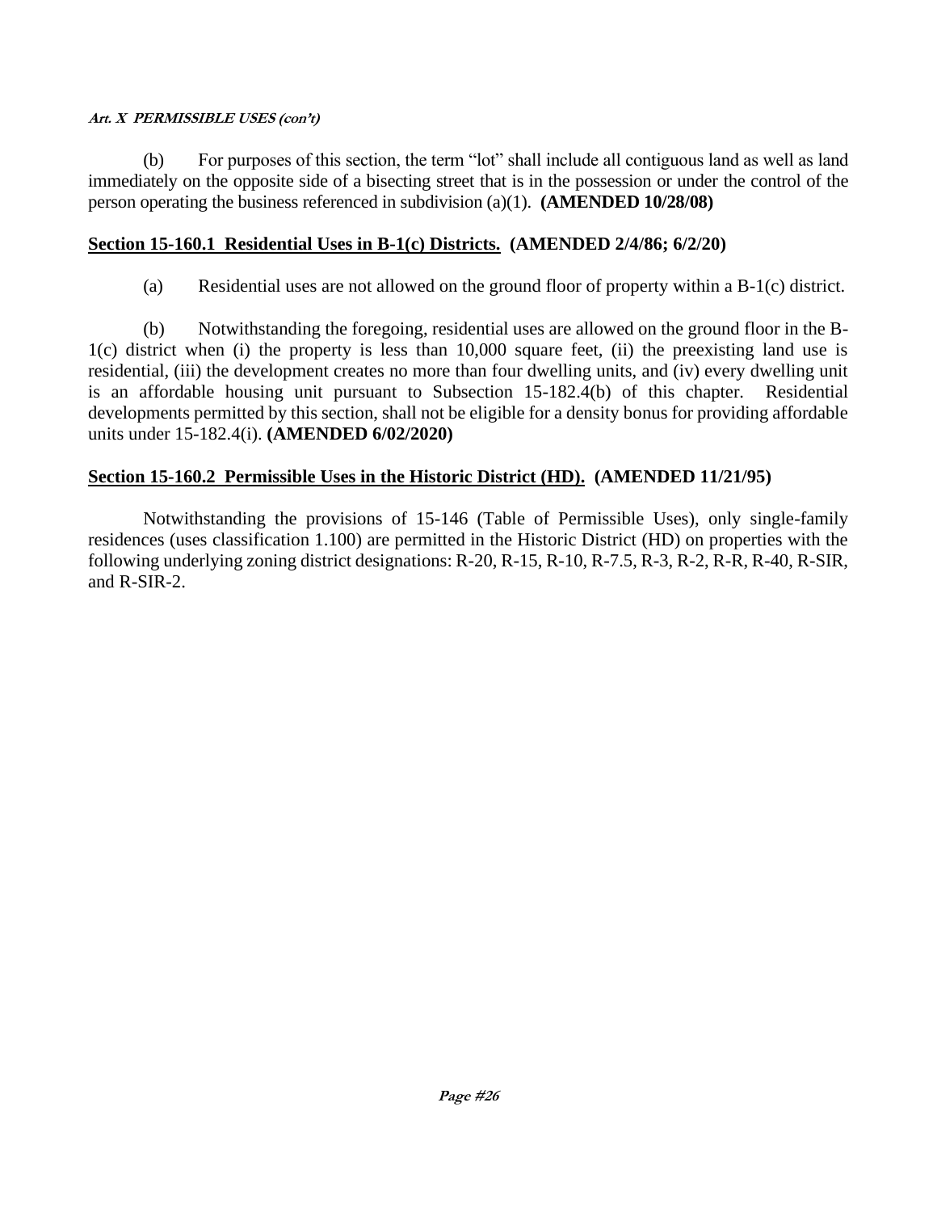(b) For purposes of this section, the term "lot" shall include all contiguous land as well as land immediately on the opposite side of a bisecting street that is in the possession or under the control of the person operating the business referenced in subdivision (a)(1). **(AMENDED 10/28/08)**

## Section 15-160.1 Residential Uses in B-1(c) Districts. (AMENDED 2/4/86; 6/2/20)

(a) Residential uses are not allowed on the ground floor of property within a B-1(c) district.

(b) Notwithstanding the foregoing, residential uses are allowed on the ground floor in the B-1(c) district when (i) the property is less than 10,000 square feet, (ii) the preexisting land use is residential, (iii) the development creates no more than four dwelling units, and (iv) every dwelling unit is an affordable housing unit pursuant to Subsection 15-182.4(b) of this chapter. Residential developments permitted by this section, shall not be eligible for a density bonus for providing affordable units under 15-182.4(i). **(AMENDED 6/02/2020)**

## Section 15-160.2 Permissible Uses in the Historic District (HD). (AMENDED 11/21/95)

Notwithstanding the provisions of 15-146 (Table of Permissible Uses), only single-family residences (uses classification 1.100) are permitted in the Historic District (HD) on properties with the following underlying zoning district designations: R-20, R-15, R-10, R-7.5, R-3, R-2, R-R, R-40, R-SIR, and R-SIR-2.